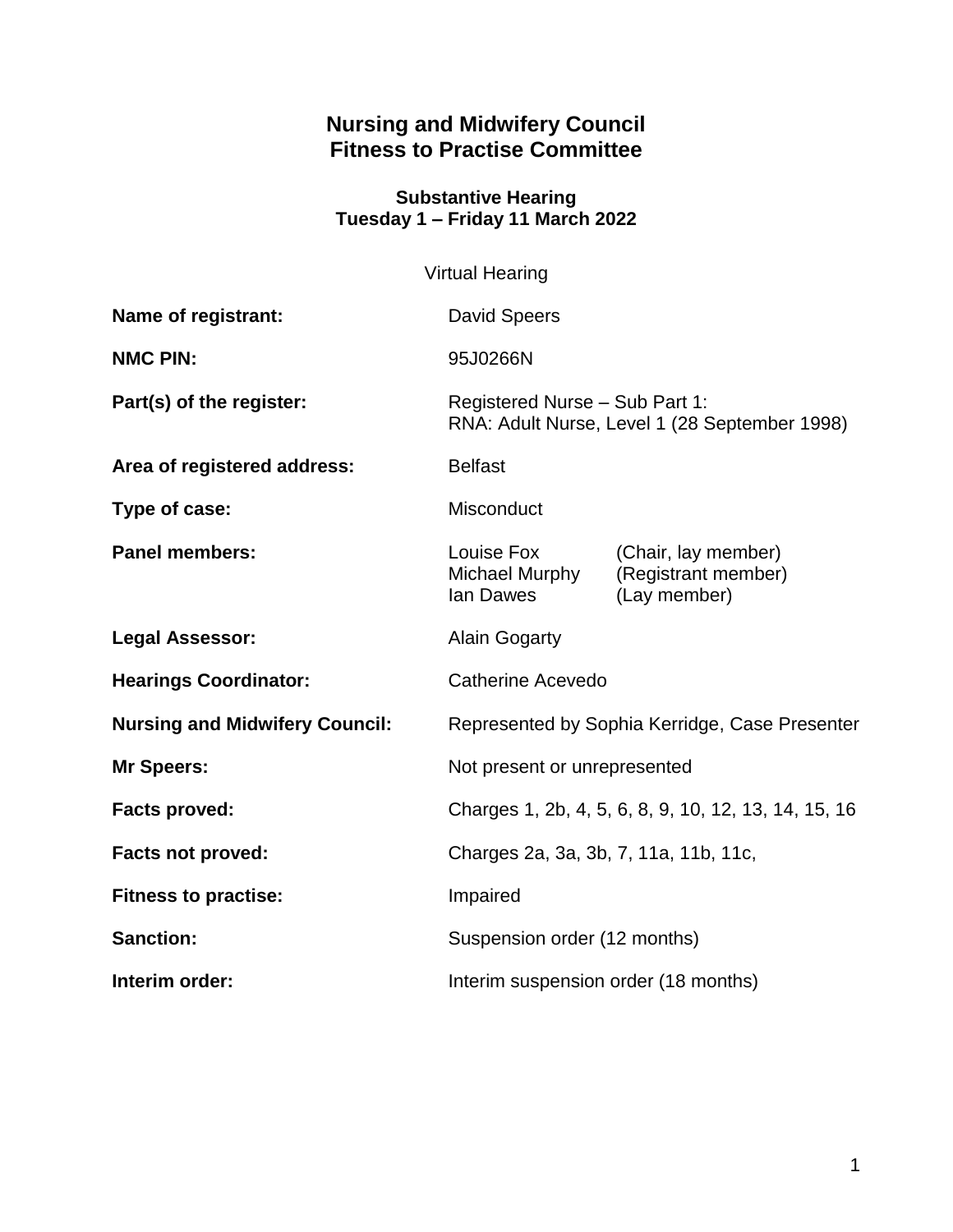# Nursing and Midwifery Council
# Fitness to Practise Committee

### Substantive Hearing
### Tuesday 1 – Friday 11 March 2022

Virtual Hearing

| | |
|---|---|
| **Name of registrant:** | David Speers |
| **NMC PIN:** | 95J0266N |
| **Part(s) of the register:** | Registered Nurse – Sub Part 1: RNA: Adult Nurse, Level 1 (28 September 1998) |
| **Area of registered address:** | Belfast |
| **Type of case:** | Misconduct |
| **Panel members:** | Louise Fox (Chair, lay member)<br>Michael Murphy (Registrant member)<br>Ian Dawes (Lay member) |
| **Legal Assessor:** | Alain Gogarty |
| **Hearings Coordinator:** | Catherine Acevedo |
| **Nursing and Midwifery Council:** | Represented by Sophia Kerridge, Case Presenter |
| **Mr Speers:** | Not present or unrepresented |
| **Facts proved:** | Charges 1, 2b, 4, 5, 6, 8, 9, 10, 12, 13, 14, 15, 16 |
| **Facts not proved:** | Charges 2a, 3a, 3b, 7, 11a, 11b, 11c, |
| **Fitness to practise:** | Impaired |
| **Sanction:** | Suspension order (12 months) |
| **Interim order:** | Interim suspension order (18 months) |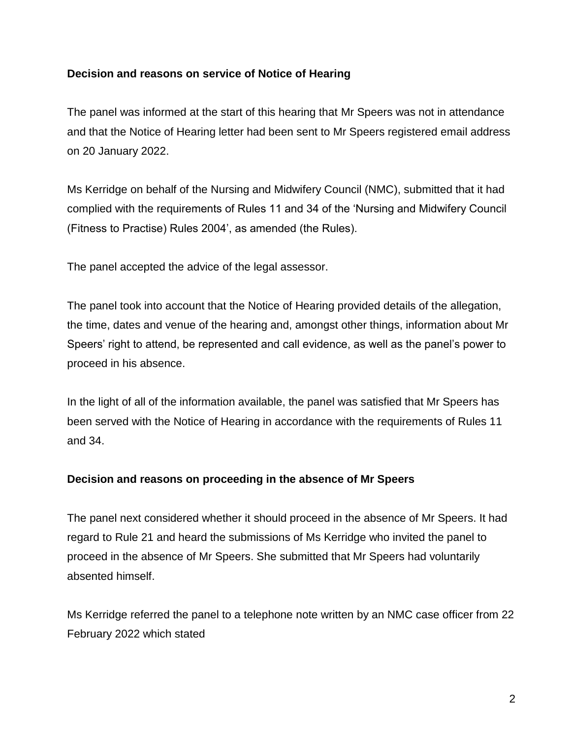**Decision and reasons on service of Notice of Hearing**

The panel was informed at the start of this hearing that Mr Speers was not in attendance and that the Notice of Hearing letter had been sent to Mr Speers registered email address on 20 January 2022.

Ms Kerridge on behalf of the Nursing and Midwifery Council (NMC), submitted that it had complied with the requirements of Rules 11 and 34 of the 'Nursing and Midwifery Council (Fitness to Practise) Rules 2004', as amended (the Rules).

The panel accepted the advice of the legal assessor.

The panel took into account that the Notice of Hearing provided details of the allegation, the time, dates and venue of the hearing and, amongst other things, information about Mr Speers' right to attend, be represented and call evidence, as well as the panel's power to proceed in his absence.

In the light of all of the information available, the panel was satisfied that Mr Speers has been served with the Notice of Hearing in accordance with the requirements of Rules 11 and 34.

**Decision and reasons on proceeding in the absence of Mr Speers**

The panel next considered whether it should proceed in the absence of Mr Speers. It had regard to Rule 21 and heard the submissions of Ms Kerridge who invited the panel to proceed in the absence of Mr Speers. She submitted that Mr Speers had voluntarily absented himself.

Ms Kerridge referred the panel to a telephone note written by an NMC case officer from 22 February 2022 which stated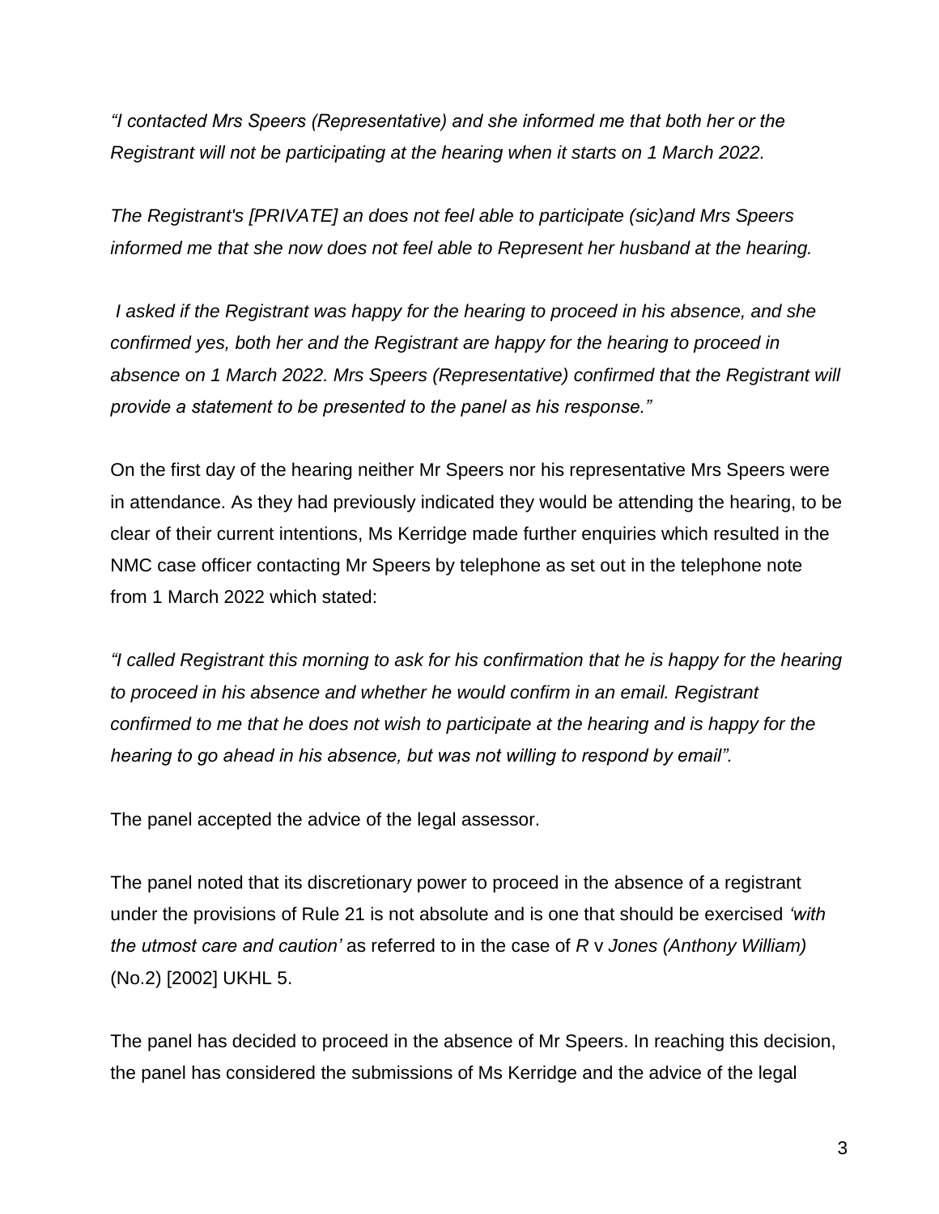*"I contacted Mrs Speers (Representative) and she informed me that both her or the Registrant will not be participating at the hearing when it starts on 1 March 2022.*

*The Registrant's [PRIVATE] an does not feel able to participate (sic)and Mrs Speers informed me that she now does not feel able to Represent her husband at the hearing.*

*I asked if the Registrant was happy for the hearing to proceed in his absence, and she confirmed yes, both her and the Registrant are happy for the hearing to proceed in absence on 1 March 2022. Mrs Speers (Representative) confirmed that the Registrant will provide a statement to be presented to the panel as his response."*

On the first day of the hearing neither Mr Speers nor his representative Mrs Speers were in attendance. As they had previously indicated they would be attending the hearing, to be clear of their current intentions, Ms Kerridge made further enquiries which resulted in the NMC case officer contacting Mr Speers by telephone as set out in the telephone note from 1 March 2022 which stated:

*"I called Registrant this morning to ask for his confirmation that he is happy for the hearing to proceed in his absence and whether he would confirm in an email. Registrant confirmed to me that he does not wish to participate at the hearing and is happy for the hearing to go ahead in his absence, but was not willing to respond by email".*

The panel accepted the advice of the legal assessor.

The panel noted that its discretionary power to proceed in the absence of a registrant under the provisions of Rule 21 is not absolute and is one that should be exercised *'with the utmost care and caution'* as referred to in the case of *R* v *Jones (Anthony William)* (No.2) [2002] UKHL 5.

The panel has decided to proceed in the absence of Mr Speers. In reaching this decision, the panel has considered the submissions of Ms Kerridge and the advice of the legal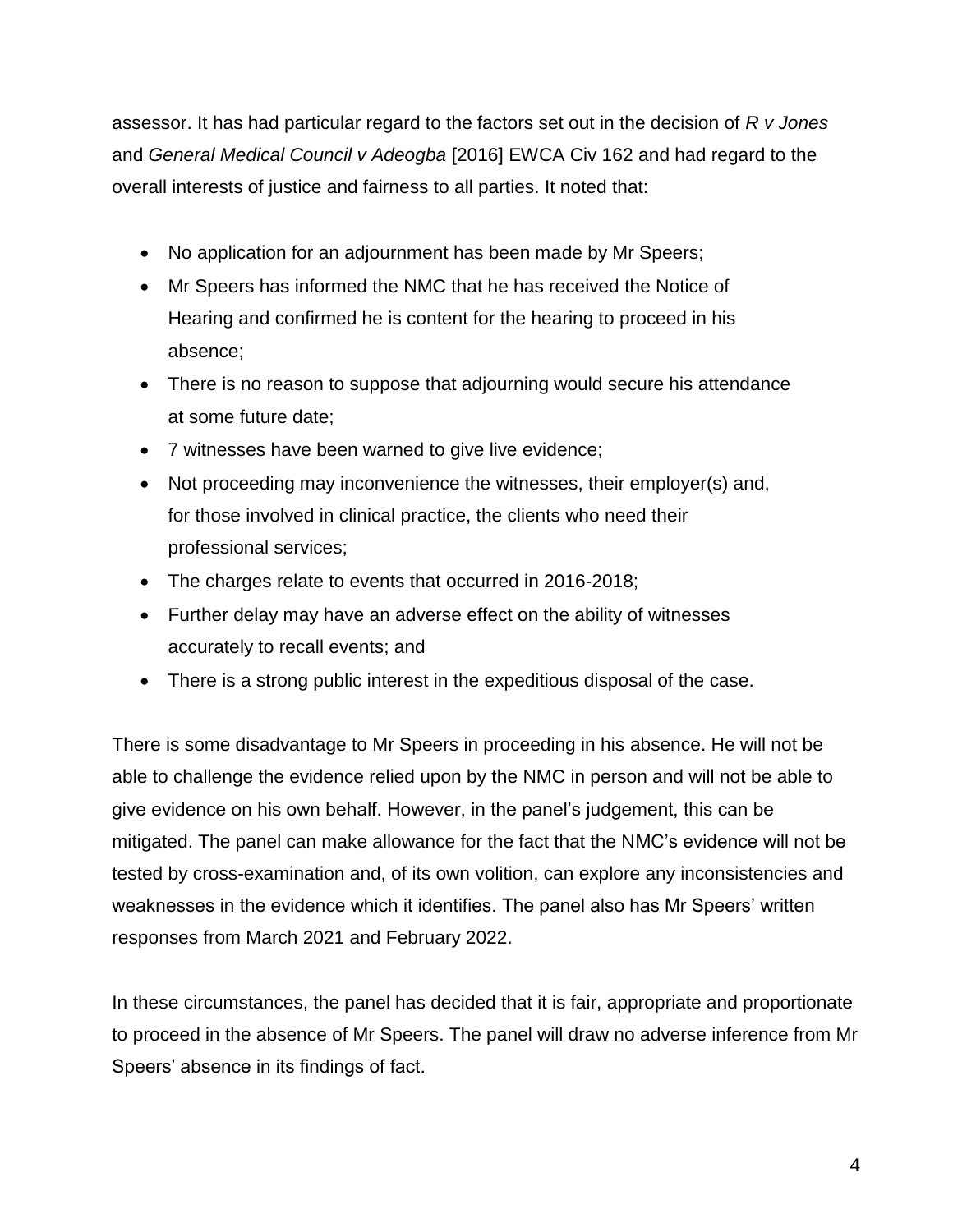assessor. It has had particular regard to the factors set out in the decision of *R v Jones* and *General Medical Council v Adeogba* [2016] EWCA Civ 162 and had regard to the overall interests of justice and fairness to all parties. It noted that:

- No application for an adjournment has been made by Mr Speers;
- Mr Speers has informed the NMC that he has received the Notice of Hearing and confirmed he is content for the hearing to proceed in his absence;
- There is no reason to suppose that adjourning would secure his attendance at some future date;
- 7 witnesses have been warned to give live evidence;
- Not proceeding may inconvenience the witnesses, their employer(s) and, for those involved in clinical practice, the clients who need their professional services;
- The charges relate to events that occurred in 2016-2018;
- Further delay may have an adverse effect on the ability of witnesses accurately to recall events; and
- There is a strong public interest in the expeditious disposal of the case.

There is some disadvantage to Mr Speers in proceeding in his absence. He will not be able to challenge the evidence relied upon by the NMC in person and will not be able to give evidence on his own behalf. However, in the panel's judgement, this can be mitigated. The panel can make allowance for the fact that the NMC's evidence will not be tested by cross-examination and, of its own volition, can explore any inconsistencies and weaknesses in the evidence which it identifies. The panel also has Mr Speers' written responses from March 2021 and February 2022.

In these circumstances, the panel has decided that it is fair, appropriate and proportionate to proceed in the absence of Mr Speers. The panel will draw no adverse inference from Mr Speers' absence in its findings of fact.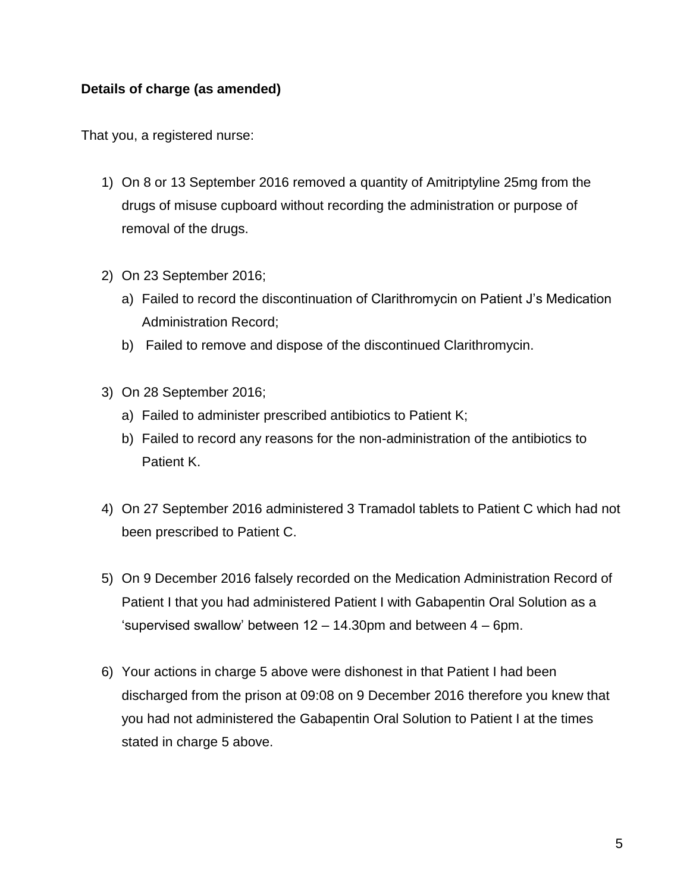**Details of charge (as amended)**

That you, a registered nurse:

1) On 8 or 13 September 2016 removed a quantity of Amitriptyline 25mg from the drugs of misuse cupboard without recording the administration or purpose of removal of the drugs.

2) On 23 September 2016;
   a) Failed to record the discontinuation of Clarithromycin on Patient J's Medication Administration Record;
   b) Failed to remove and dispose of the discontinued Clarithromycin.

3) On 28 September 2016;
   a) Failed to administer prescribed antibiotics to Patient K;
   b) Failed to record any reasons for the non-administration of the antibiotics to Patient K.

4) On 27 September 2016 administered 3 Tramadol tablets to Patient C which had not been prescribed to Patient C.

5) On 9 December 2016 falsely recorded on the Medication Administration Record of Patient I that you had administered Patient I with Gabapentin Oral Solution as a 'supervised swallow' between 12 – 14.30pm and between 4 – 6pm.

6) Your actions in charge 5 above were dishonest in that Patient I had been discharged from the prison at 09:08 on 9 December 2016 therefore you knew that you had not administered the Gabapentin Oral Solution to Patient I at the times stated in charge 5 above.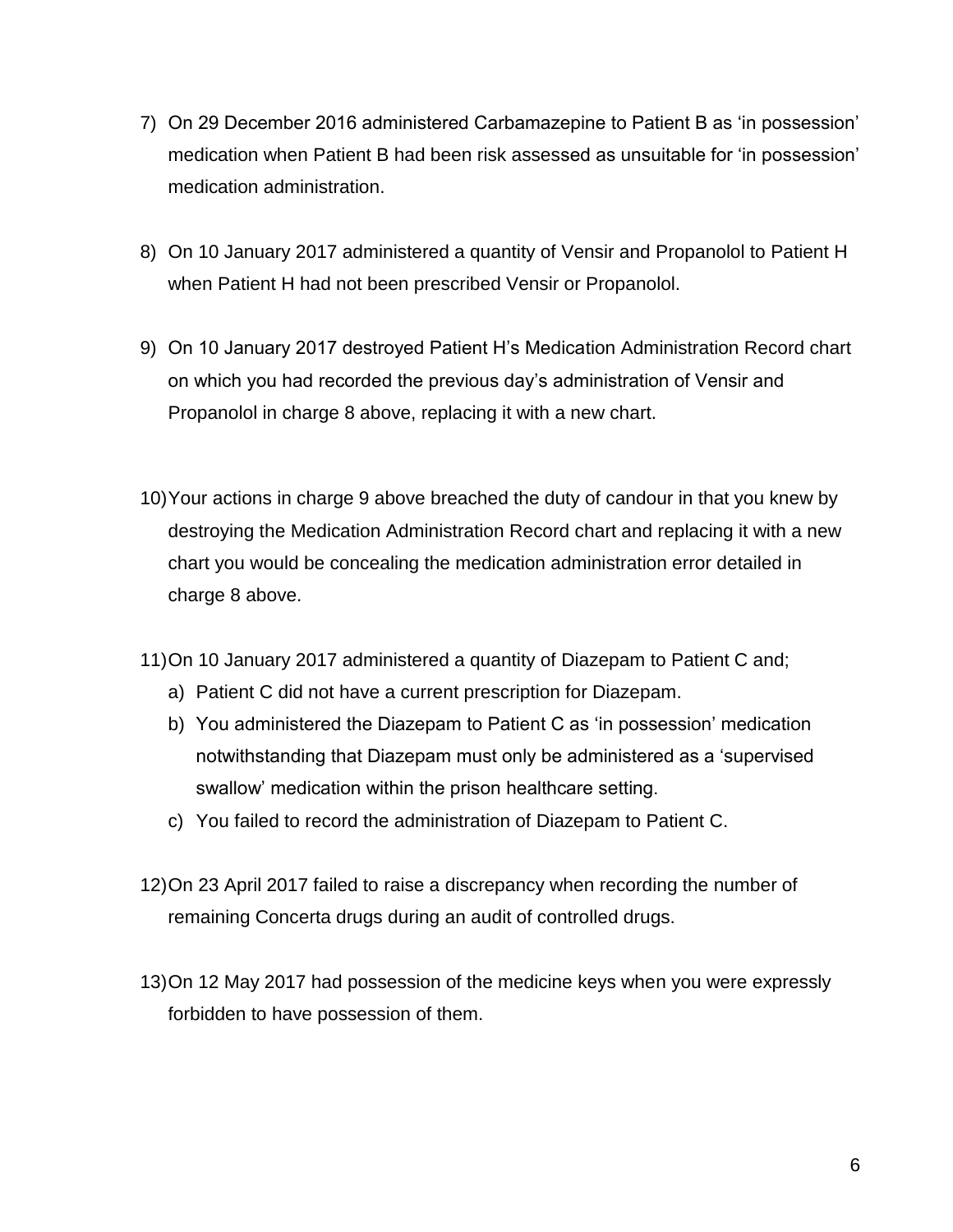7) On 29 December 2016 administered Carbamazepine to Patient B as 'in possession' medication when Patient B had been risk assessed as unsuitable for 'in possession' medication administration.

8) On 10 January 2017 administered a quantity of Vensir and Propanolol to Patient H when Patient H had not been prescribed Vensir or Propanolol.

9) On 10 January 2017 destroyed Patient H's Medication Administration Record chart on which you had recorded the previous day's administration of Vensir and Propanolol in charge 8 above, replacing it with a new chart.

10) Your actions in charge 9 above breached the duty of candour in that you knew by destroying the Medication Administration Record chart and replacing it with a new chart you would be concealing the medication administration error detailed in charge 8 above.

11) On 10 January 2017 administered a quantity of Diazepam to Patient C and;
    a) Patient C did not have a current prescription for Diazepam.
    b) You administered the Diazepam to Patient C as 'in possession' medication notwithstanding that Diazepam must only be administered as a 'supervised swallow' medication within the prison healthcare setting.
    c) You failed to record the administration of Diazepam to Patient C.

12) On 23 April 2017 failed to raise a discrepancy when recording the number of remaining Concerta drugs during an audit of controlled drugs.

13) On 12 May 2017 had possession of the medicine keys when you were expressly forbidden to have possession of them.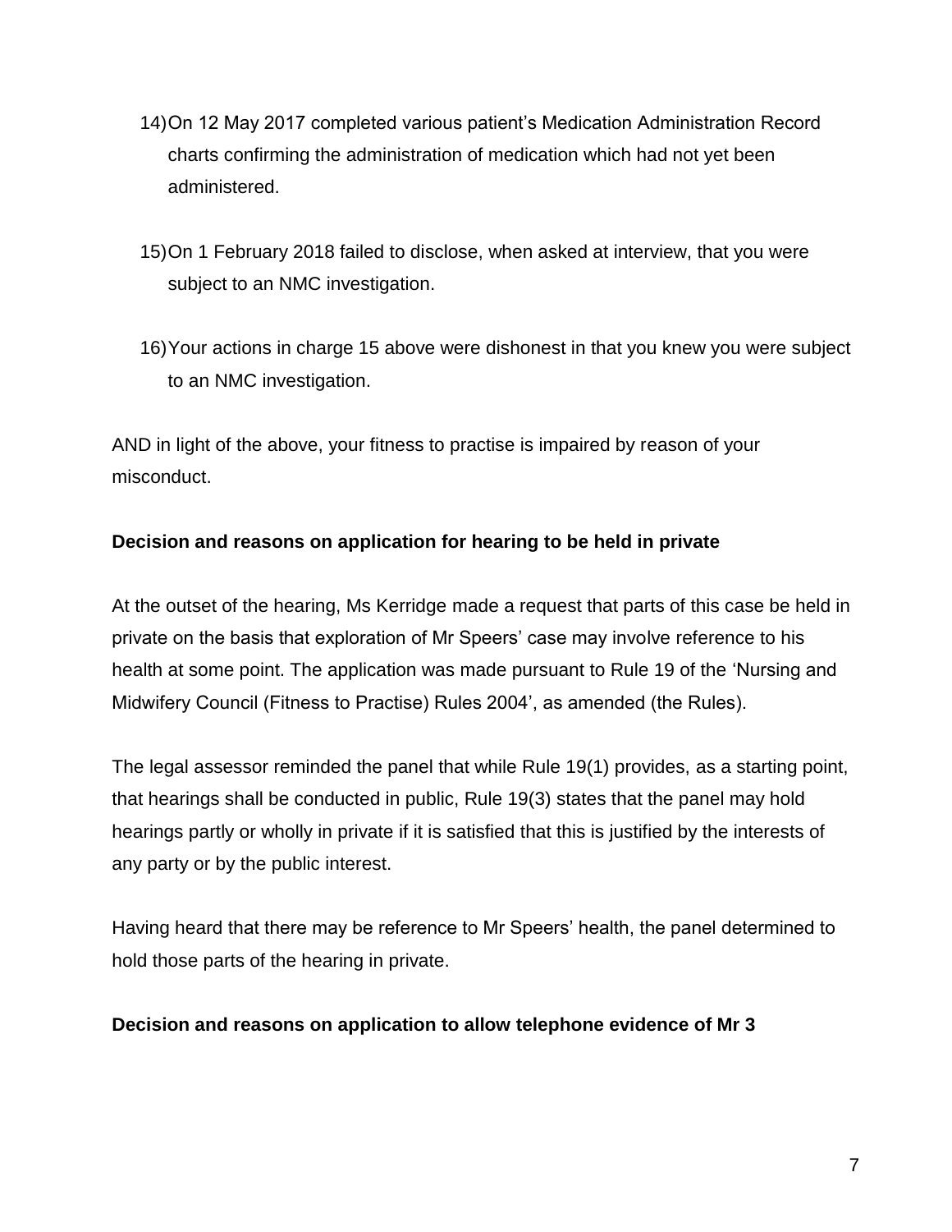14) On 12 May 2017 completed various patient's Medication Administration Record charts confirming the administration of medication which had not yet been administered.

15) On 1 February 2018 failed to disclose, when asked at interview, that you were subject to an NMC investigation.

16) Your actions in charge 15 above were dishonest in that you knew you were subject to an NMC investigation.

AND in light of the above, your fitness to practise is impaired by reason of your misconduct.

**Decision and reasons on application for hearing to be held in private**

At the outset of the hearing, Ms Kerridge made a request that parts of this case be held in private on the basis that exploration of Mr Speers' case may involve reference to his health at some point. The application was made pursuant to Rule 19 of the 'Nursing and Midwifery Council (Fitness to Practise) Rules 2004', as amended (the Rules).

The legal assessor reminded the panel that while Rule 19(1) provides, as a starting point, that hearings shall be conducted in public, Rule 19(3) states that the panel may hold hearings partly or wholly in private if it is satisfied that this is justified by the interests of any party or by the public interest.

Having heard that there may be reference to Mr Speers' health, the panel determined to hold those parts of the hearing in private.

**Decision and reasons on application to allow telephone evidence of Mr 3**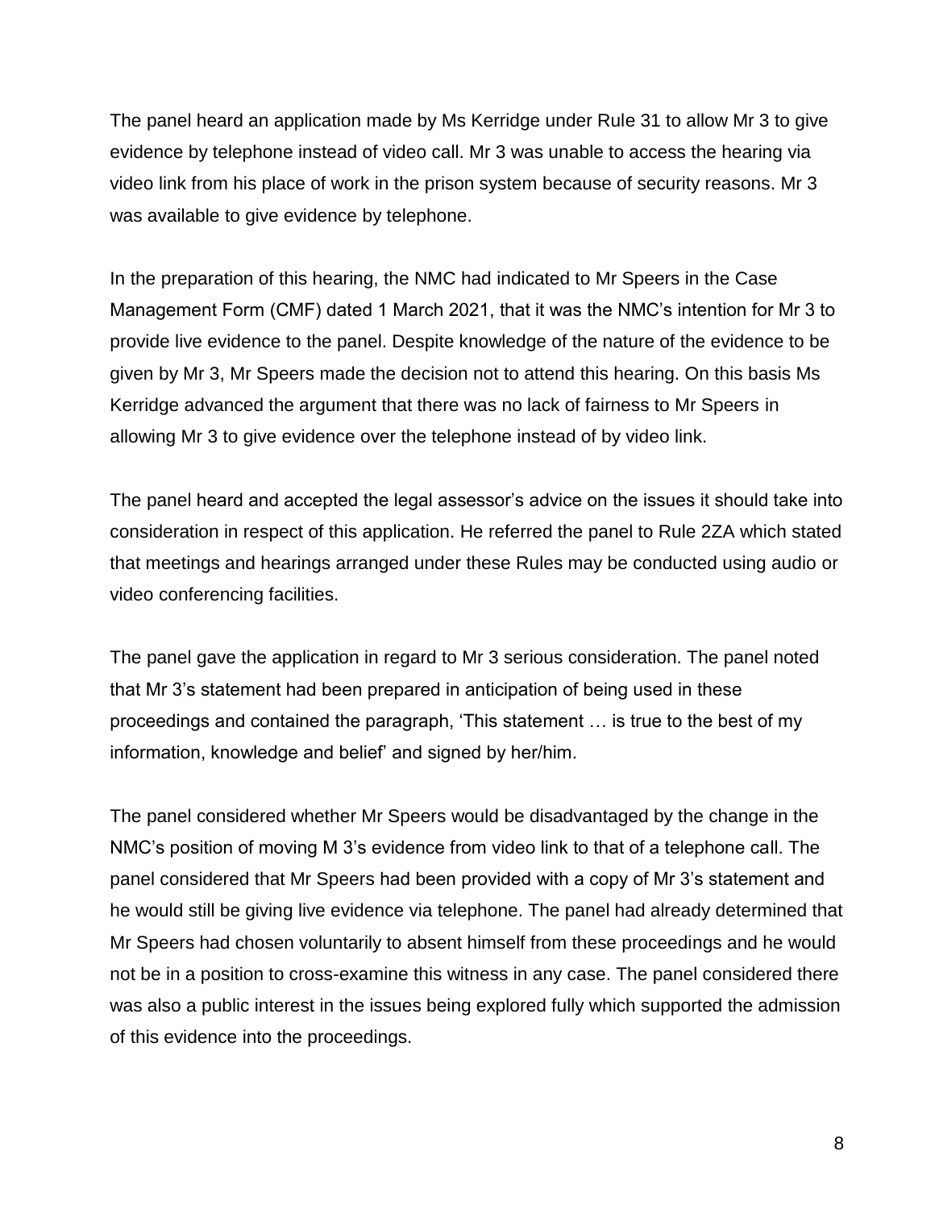The panel heard an application made by Ms Kerridge under Rule 31 to allow Mr 3 to give evidence by telephone instead of video call. Mr 3 was unable to access the hearing via video link from his place of work in the prison system because of security reasons. Mr 3 was available to give evidence by telephone.

In the preparation of this hearing, the NMC had indicated to Mr Speers in the Case Management Form (CMF) dated 1 March 2021, that it was the NMC's intention for Mr 3 to provide live evidence to the panel. Despite knowledge of the nature of the evidence to be given by Mr 3, Mr Speers made the decision not to attend this hearing. On this basis Ms Kerridge advanced the argument that there was no lack of fairness to Mr Speers in allowing Mr 3 to give evidence over the telephone instead of by video link.

The panel heard and accepted the legal assessor's advice on the issues it should take into consideration in respect of this application. He referred the panel to Rule 2ZA which stated that meetings and hearings arranged under these Rules may be conducted using audio or video conferencing facilities.

The panel gave the application in regard to Mr 3 serious consideration. The panel noted that Mr 3's statement had been prepared in anticipation of being used in these proceedings and contained the paragraph, 'This statement … is true to the best of my information, knowledge and belief' and signed by her/him.

The panel considered whether Mr Speers would be disadvantaged by the change in the NMC's position of moving M 3's evidence from video link to that of a telephone call. The panel considered that Mr Speers had been provided with a copy of Mr 3's statement and he would still be giving live evidence via telephone. The panel had already determined that Mr Speers had chosen voluntarily to absent himself from these proceedings and he would not be in a position to cross-examine this witness in any case. The panel considered there was also a public interest in the issues being explored fully which supported the admission of this evidence into the proceedings.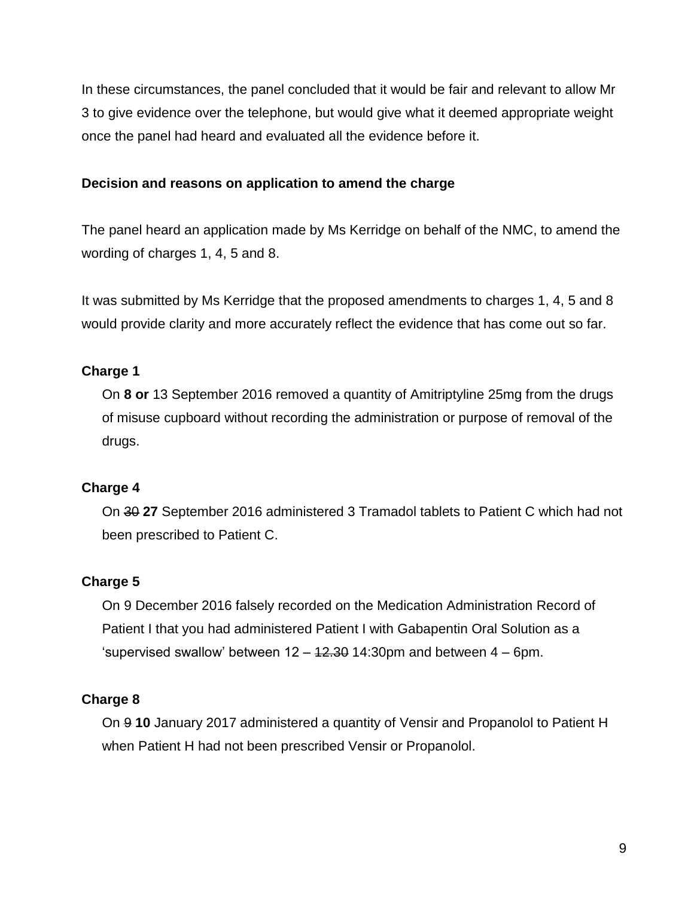In these circumstances, the panel concluded that it would be fair and relevant to allow Mr 3 to give evidence over the telephone, but would give what it deemed appropriate weight once the panel had heard and evaluated all the evidence before it.

**Decision and reasons on application to amend the charge**

The panel heard an application made by Ms Kerridge on behalf of the NMC, to amend the wording of charges 1, 4, 5 and 8.

It was submitted by Ms Kerridge that the proposed amendments to charges 1, 4, 5 and 8 would provide clarity and more accurately reflect the evidence that has come out so far.

**Charge 1**

> On **8 or** 13 September 2016 removed a quantity of Amitriptyline 25mg from the drugs of misuse cupboard without recording the administration or purpose of removal of the drugs.

**Charge 4**

> On ~~30~~ **27** September 2016 administered 3 Tramadol tablets to Patient C which had not been prescribed to Patient C.

**Charge 5**

> On 9 December 2016 falsely recorded on the Medication Administration Record of Patient I that you had administered Patient I with Gabapentin Oral Solution as a 'supervised swallow' between 12 – ~~12.30~~ 14:30pm and between 4 – 6pm.

**Charge 8**

> On ~~9~~ **10** January 2017 administered a quantity of Vensir and Propanolol to Patient H when Patient H had not been prescribed Vensir or Propanolol.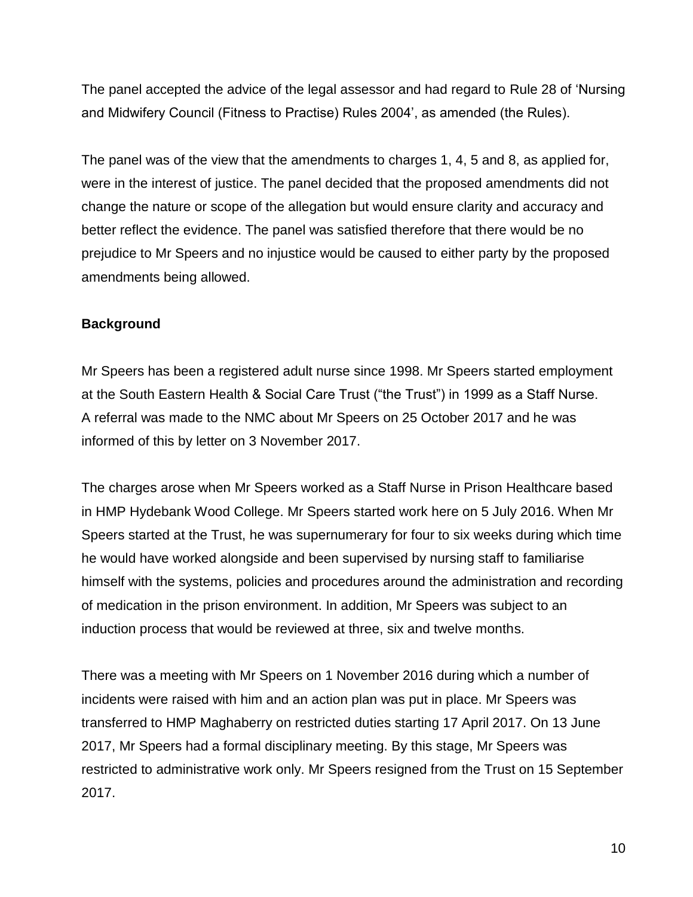The panel accepted the advice of the legal assessor and had regard to Rule 28 of 'Nursing and Midwifery Council (Fitness to Practise) Rules 2004', as amended (the Rules).

The panel was of the view that the amendments to charges 1, 4, 5 and 8, as applied for, were in the interest of justice. The panel decided that the proposed amendments did not change the nature or scope of the allegation but would ensure clarity and accuracy and better reflect the evidence. The panel was satisfied therefore that there would be no prejudice to Mr Speers and no injustice would be caused to either party by the proposed amendments being allowed.

**Background**

Mr Speers has been a registered adult nurse since 1998. Mr Speers started employment at the South Eastern Health & Social Care Trust ("the Trust") in 1999 as a Staff Nurse. A referral was made to the NMC about Mr Speers on 25 October 2017 and he was informed of this by letter on 3 November 2017.

The charges arose when Mr Speers worked as a Staff Nurse in Prison Healthcare based in HMP Hydebank Wood College. Mr Speers started work here on 5 July 2016. When Mr Speers started at the Trust, he was supernumerary for four to six weeks during which time he would have worked alongside and been supervised by nursing staff to familiarise himself with the systems, policies and procedures around the administration and recording of medication in the prison environment. In addition, Mr Speers was subject to an induction process that would be reviewed at three, six and twelve months.

There was a meeting with Mr Speers on 1 November 2016 during which a number of incidents were raised with him and an action plan was put in place. Mr Speers was transferred to HMP Maghaberry on restricted duties starting 17 April 2017. On 13 June 2017, Mr Speers had a formal disciplinary meeting. By this stage, Mr Speers was restricted to administrative work only. Mr Speers resigned from the Trust on 15 September 2017.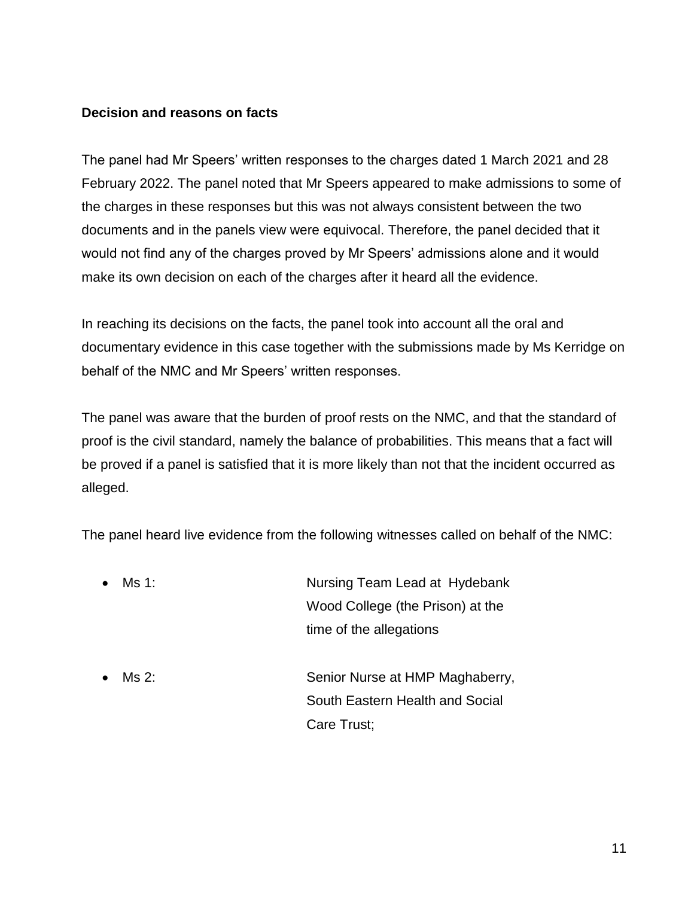**Decision and reasons on facts**

The panel had Mr Speers' written responses to the charges dated 1 March 2021 and 28 February 2022. The panel noted that Mr Speers appeared to make admissions to some of the charges in these responses but this was not always consistent between the two documents and in the panels view were equivocal. Therefore, the panel decided that it would not find any of the charges proved by Mr Speers' admissions alone and it would make its own decision on each of the charges after it heard all the evidence.

In reaching its decisions on the facts, the panel took into account all the oral and documentary evidence in this case together with the submissions made by Ms Kerridge on behalf of the NMC and Mr Speers' written responses.

The panel was aware that the burden of proof rests on the NMC, and that the standard of proof is the civil standard, namely the balance of probabilities. This means that a fact will be proved if a panel is satisfied that it is more likely than not that the incident occurred as alleged.

The panel heard live evidence from the following witnesses called on behalf of the NMC:

- Ms 1: Nursing Team Lead at Hydebank Wood College (the Prison) at the time of the allegations
- Ms 2: Senior Nurse at HMP Maghaberry, South Eastern Health and Social Care Trust;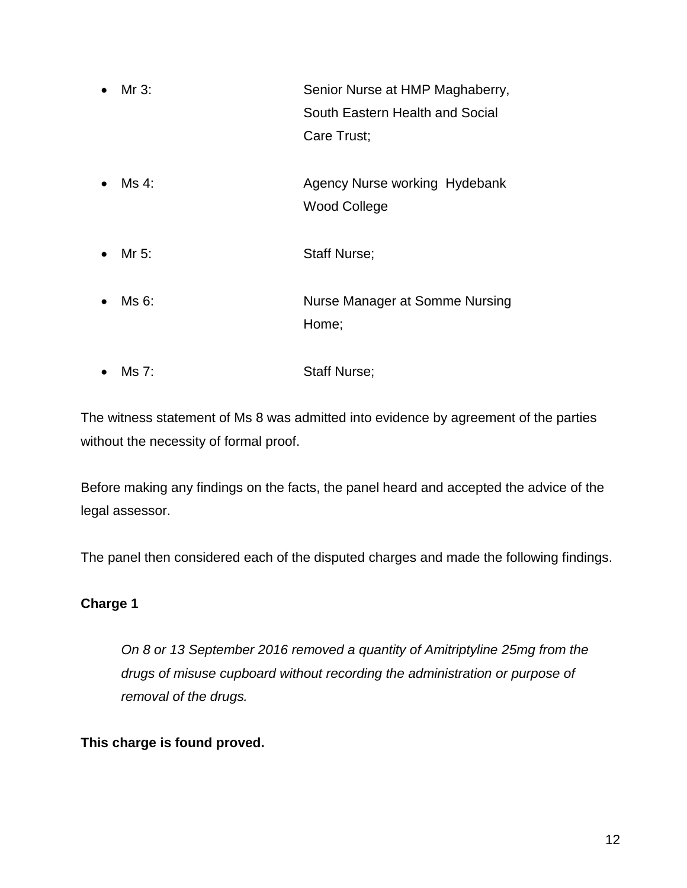- Mr 3: Senior Nurse at HMP Maghaberry, South Eastern Health and Social Care Trust;

- Ms 4: Agency Nurse working Hydebank Wood College

- Mr 5: Staff Nurse;

- Ms 6: Nurse Manager at Somme Nursing Home;

- Ms 7: Staff Nurse;

The witness statement of Ms 8 was admitted into evidence by agreement of the parties without the necessity of formal proof.

Before making any findings on the facts, the panel heard and accepted the advice of the legal assessor.

The panel then considered each of the disputed charges and made the following findings.

**Charge 1**

> *On 8 or 13 September 2016 removed a quantity of Amitriptyline 25mg from the drugs of misuse cupboard without recording the administration or purpose of removal of the drugs.*

**This charge is found proved.**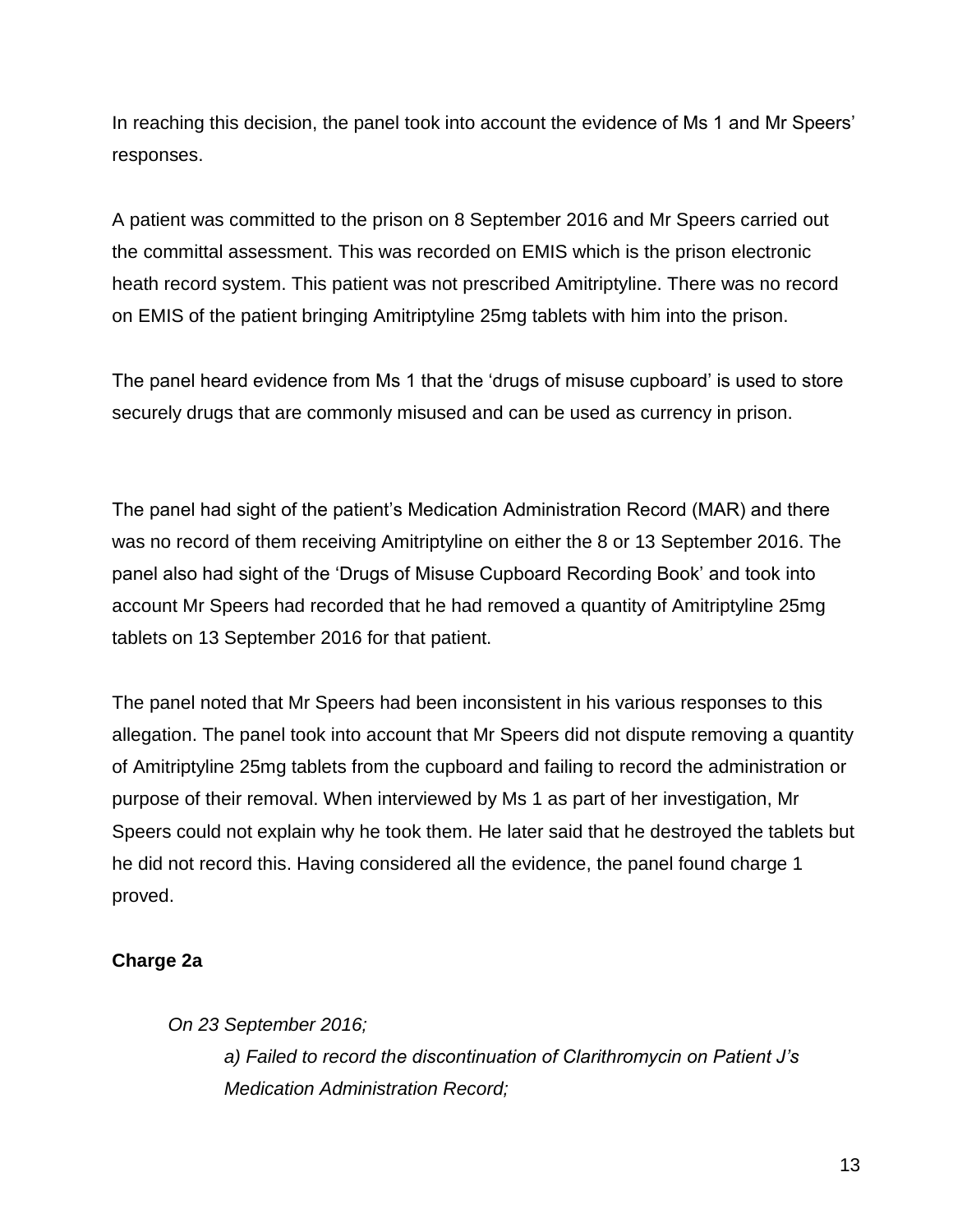In reaching this decision, the panel took into account the evidence of Ms 1 and Mr Speers' responses.

A patient was committed to the prison on 8 September 2016 and Mr Speers carried out the committal assessment. This was recorded on EMIS which is the prison electronic heath record system. This patient was not prescribed Amitriptyline. There was no record on EMIS of the patient bringing Amitriptyline 25mg tablets with him into the prison.

The panel heard evidence from Ms 1 that the 'drugs of misuse cupboard' is used to store securely drugs that are commonly misused and can be used as currency in prison.

The panel had sight of the patient's Medication Administration Record (MAR) and there was no record of them receiving Amitriptyline on either the 8 or 13 September 2016. The panel also had sight of the 'Drugs of Misuse Cupboard Recording Book' and took into account Mr Speers had recorded that he had removed a quantity of Amitriptyline 25mg tablets on 13 September 2016 for that patient.

The panel noted that Mr Speers had been inconsistent in his various responses to this allegation. The panel took into account that Mr Speers did not dispute removing a quantity of Amitriptyline 25mg tablets from the cupboard and failing to record the administration or purpose of their removal. When interviewed by Ms 1 as part of her investigation, Mr Speers could not explain why he took them. He later said that he destroyed the tablets but he did not record this. Having considered all the evidence, the panel found charge 1 proved.

**Charge 2a**

*On 23 September 2016;*

*a) Failed to record the discontinuation of Clarithromycin on Patient J's Medication Administration Record;*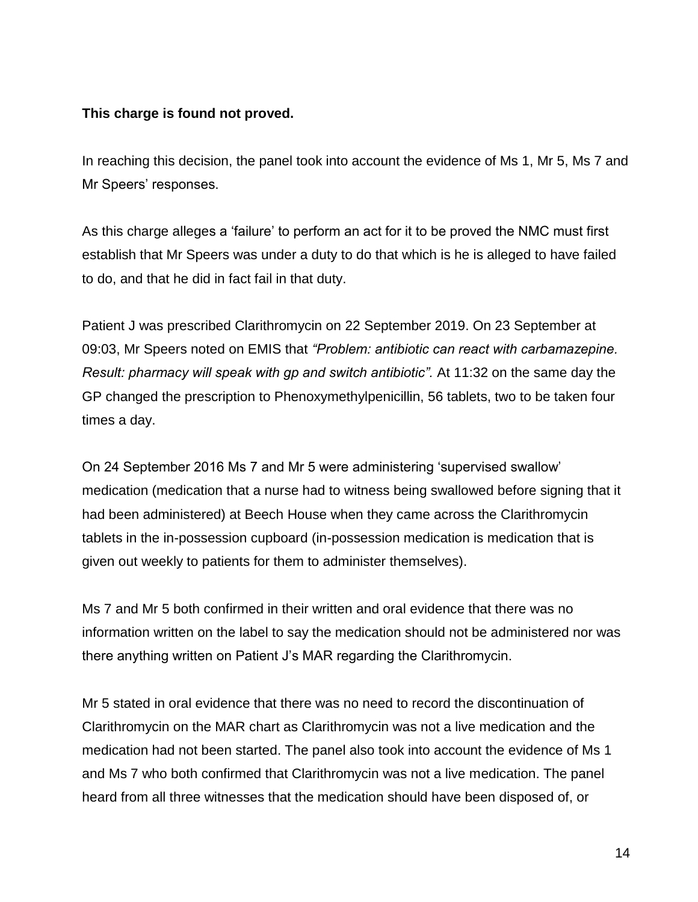**This charge is found not proved.**

In reaching this decision, the panel took into account the evidence of Ms 1, Mr 5, Ms 7 and Mr Speers' responses.

As this charge alleges a 'failure' to perform an act for it to be proved the NMC must first establish that Mr Speers was under a duty to do that which is he is alleged to have failed to do, and that he did in fact fail in that duty.

Patient J was prescribed Clarithromycin on 22 September 2019. On 23 September at 09:03, Mr Speers noted on EMIS that *"Problem: antibiotic can react with carbamazepine. Result: pharmacy will speak with gp and switch antibiotic".* At 11:32 on the same day the GP changed the prescription to Phenoxymethylpenicillin, 56 tablets, two to be taken four times a day.

On 24 September 2016 Ms 7 and Mr 5 were administering 'supervised swallow' medication (medication that a nurse had to witness being swallowed before signing that it had been administered) at Beech House when they came across the Clarithromycin tablets in the in-possession cupboard (in-possession medication is medication that is given out weekly to patients for them to administer themselves).

Ms 7 and Mr 5 both confirmed in their written and oral evidence that there was no information written on the label to say the medication should not be administered nor was there anything written on Patient J's MAR regarding the Clarithromycin.

Mr 5 stated in oral evidence that there was no need to record the discontinuation of Clarithromycin on the MAR chart as Clarithromycin was not a live medication and the medication had not been started. The panel also took into account the evidence of Ms 1 and Ms 7 who both confirmed that Clarithromycin was not a live medication. The panel heard from all three witnesses that the medication should have been disposed of, or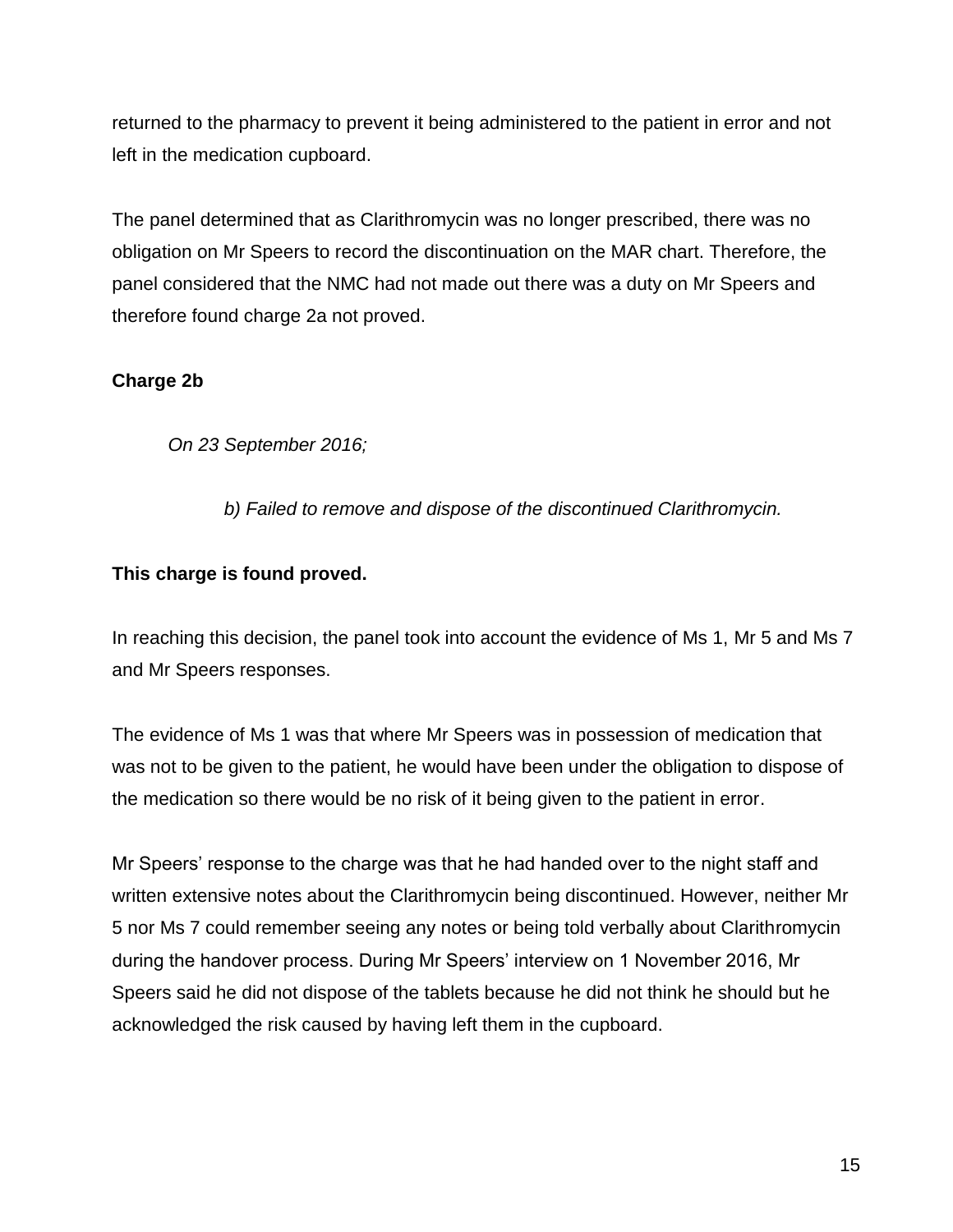returned to the pharmacy to prevent it being administered to the patient in error and not left in the medication cupboard.

The panel determined that as Clarithromycin was no longer prescribed, there was no obligation on Mr Speers to record the discontinuation on the MAR chart. Therefore, the panel considered that the NMC had not made out there was a duty on Mr Speers and therefore found charge 2a not proved.

**Charge 2b**

> *On 23 September 2016;*
>
> > *b) Failed to remove and dispose of the discontinued Clarithromycin.*

**This charge is found proved.**

In reaching this decision, the panel took into account the evidence of Ms 1, Mr 5 and Ms 7 and Mr Speers responses.

The evidence of Ms 1 was that where Mr Speers was in possession of medication that was not to be given to the patient, he would have been under the obligation to dispose of the medication so there would be no risk of it being given to the patient in error.

Mr Speers' response to the charge was that he had handed over to the night staff and written extensive notes about the Clarithromycin being discontinued. However, neither Mr 5 nor Ms 7 could remember seeing any notes or being told verbally about Clarithromycin during the handover process. During Mr Speers' interview on 1 November 2016, Mr Speers said he did not dispose of the tablets because he did not think he should but he acknowledged the risk caused by having left them in the cupboard.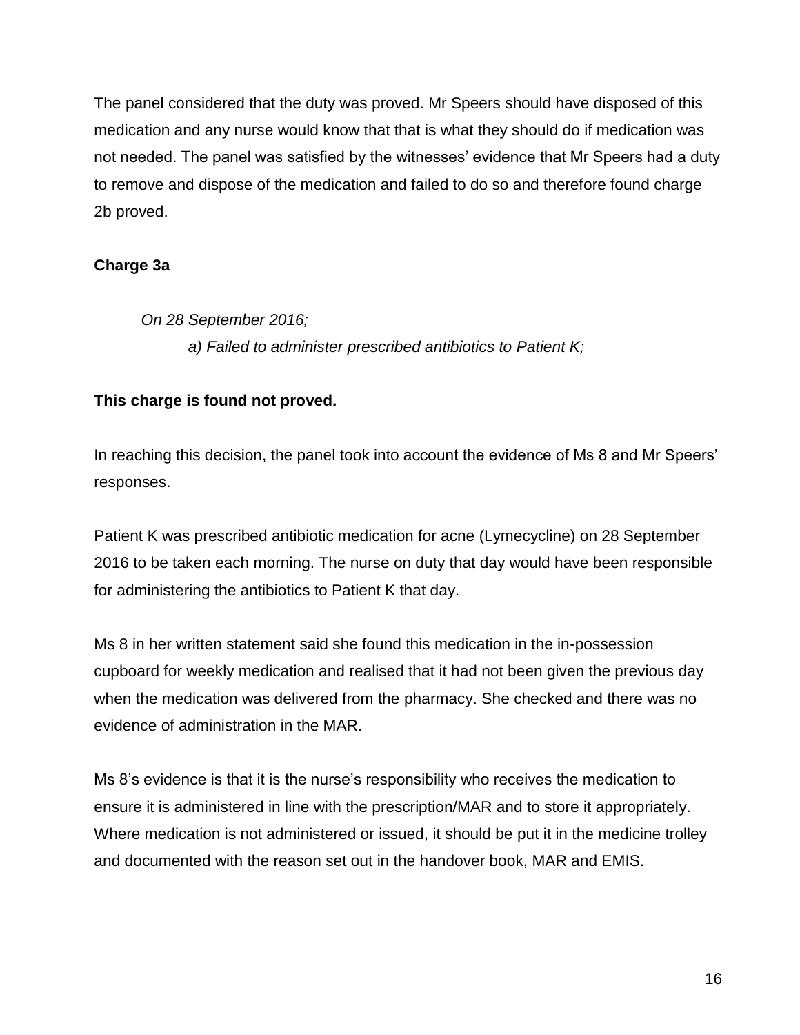The panel considered that the duty was proved. Mr Speers should have disposed of this medication and any nurse would know that that is what they should do if medication was not needed. The panel was satisfied by the witnesses' evidence that Mr Speers had a duty to remove and dispose of the medication and failed to do so and therefore found charge 2b proved.

**Charge 3a**

> *On 28 September 2016;*
>
> *a) Failed to administer prescribed antibiotics to Patient K;*

**This charge is found not proved.**

In reaching this decision, the panel took into account the evidence of Ms 8 and Mr Speers' responses.

Patient K was prescribed antibiotic medication for acne (Lymecycline) on 28 September 2016 to be taken each morning. The nurse on duty that day would have been responsible for administering the antibiotics to Patient K that day.

Ms 8 in her written statement said she found this medication in the in-possession cupboard for weekly medication and realised that it had not been given the previous day when the medication was delivered from the pharmacy. She checked and there was no evidence of administration in the MAR.

Ms 8's evidence is that it is the nurse's responsibility who receives the medication to ensure it is administered in line with the prescription/MAR and to store it appropriately. Where medication is not administered or issued, it should be put it in the medicine trolley and documented with the reason set out in the handover book, MAR and EMIS.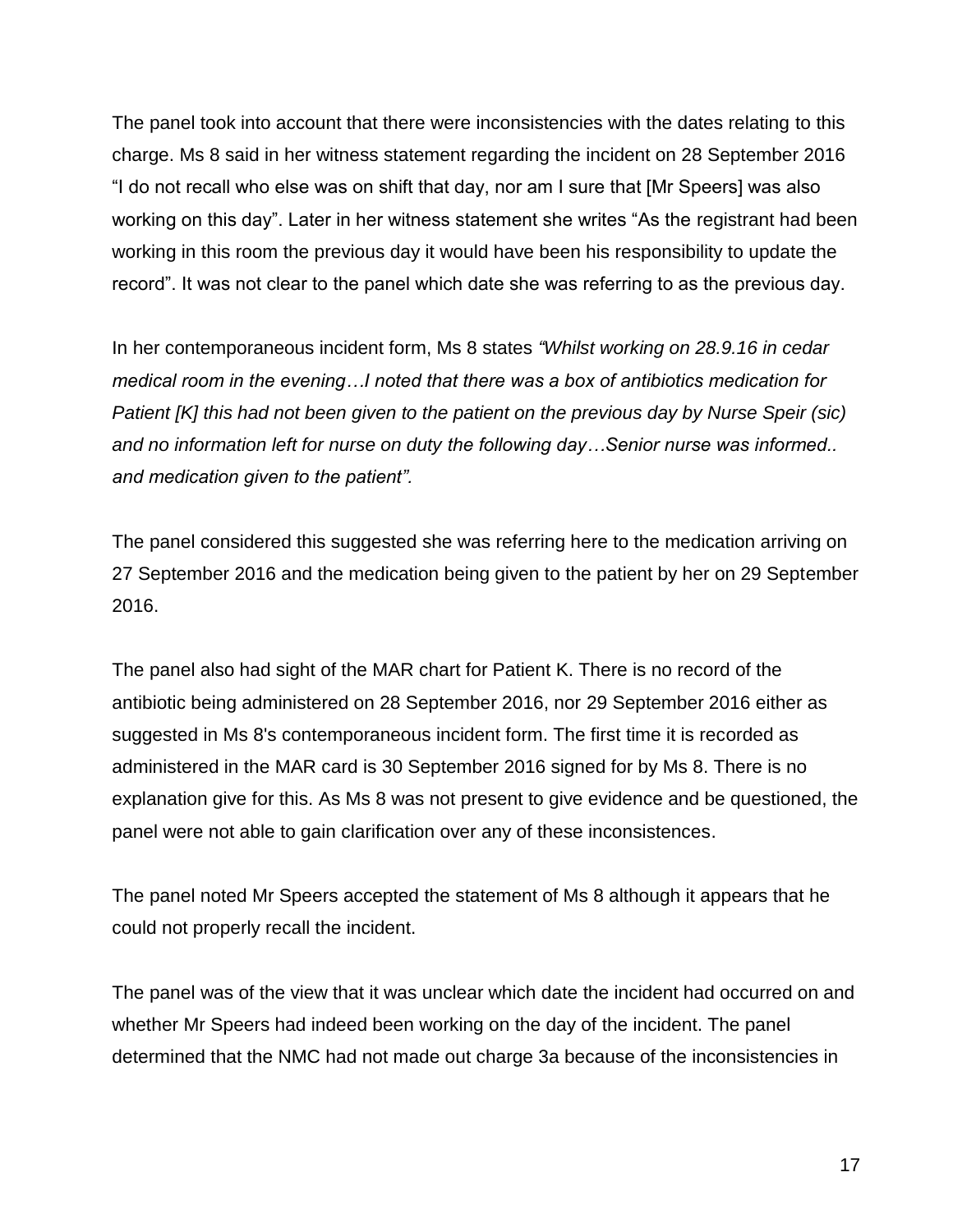The panel took into account that there were inconsistencies with the dates relating to this charge. Ms 8 said in her witness statement regarding the incident on 28 September 2016 "I do not recall who else was on shift that day, nor am I sure that [Mr Speers] was also working on this day". Later in her witness statement she writes "As the registrant had been working in this room the previous day it would have been his responsibility to update the record". It was not clear to the panel which date she was referring to as the previous day.

In her contemporaneous incident form, Ms 8 states *"Whilst working on 28.9.16 in cedar medical room in the evening…I noted that there was a box of antibiotics medication for Patient [K] this had not been given to the patient on the previous day by Nurse Speir (sic) and no information left for nurse on duty the following day…Senior nurse was informed.. and medication given to the patient".*

The panel considered this suggested she was referring here to the medication arriving on 27 September 2016 and the medication being given to the patient by her on 29 September 2016.

The panel also had sight of the MAR chart for Patient K. There is no record of the antibiotic being administered on 28 September 2016, nor 29 September 2016 either as suggested in Ms 8's contemporaneous incident form. The first time it is recorded as administered in the MAR card is 30 September 2016 signed for by Ms 8. There is no explanation give for this. As Ms 8 was not present to give evidence and be questioned, the panel were not able to gain clarification over any of these inconsistences.

The panel noted Mr Speers accepted the statement of Ms 8 although it appears that he could not properly recall the incident.

The panel was of the view that it was unclear which date the incident had occurred on and whether Mr Speers had indeed been working on the day of the incident. The panel determined that the NMC had not made out charge 3a because of the inconsistencies in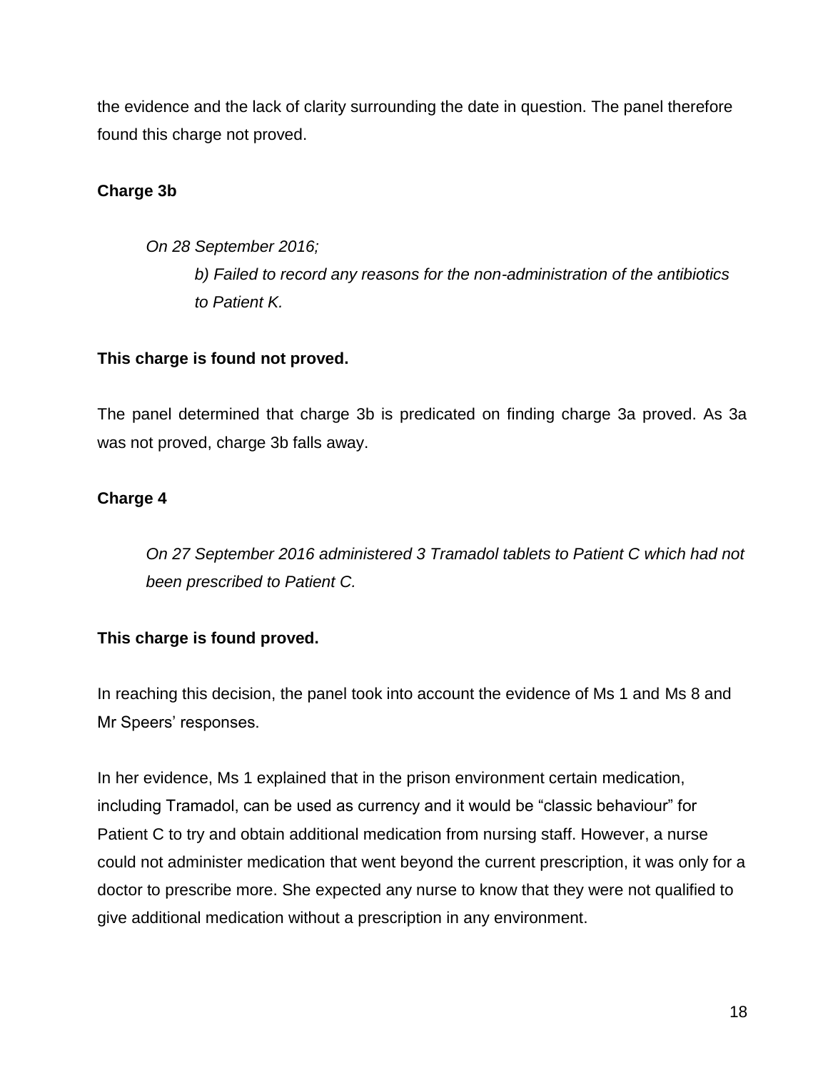the evidence and the lack of clarity surrounding the date in question. The panel therefore found this charge not proved.

**Charge 3b**

*On 28 September 2016;*

*b) Failed to record any reasons for the non-administration of the antibiotics to Patient K.*

**This charge is found not proved.**

The panel determined that charge 3b is predicated on finding charge 3a proved. As 3a was not proved, charge 3b falls away.

**Charge 4**

*On 27 September 2016 administered 3 Tramadol tablets to Patient C which had not been prescribed to Patient C.*

**This charge is found proved.**

In reaching this decision, the panel took into account the evidence of Ms 1 and Ms 8 and Mr Speers' responses.

In her evidence, Ms 1 explained that in the prison environment certain medication, including Tramadol, can be used as currency and it would be "classic behaviour" for Patient C to try and obtain additional medication from nursing staff. However, a nurse could not administer medication that went beyond the current prescription, it was only for a doctor to prescribe more. She expected any nurse to know that they were not qualified to give additional medication without a prescription in any environment.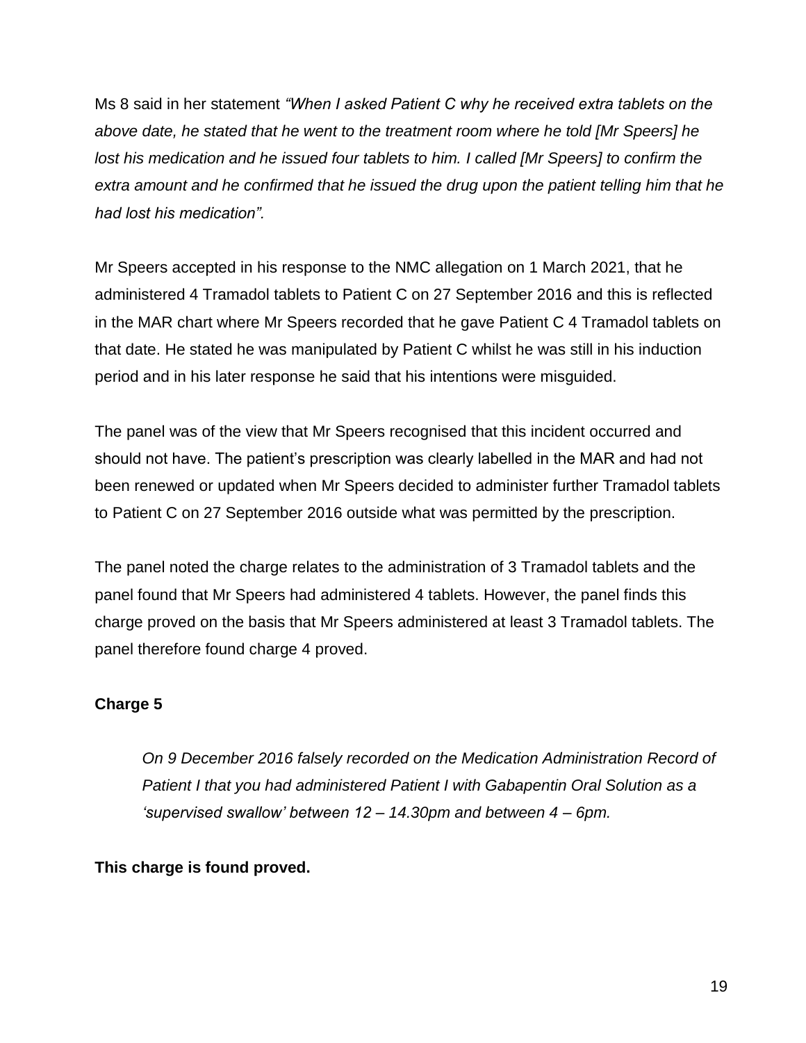Ms 8 said in her statement *"When I asked Patient C why he received extra tablets on the above date, he stated that he went to the treatment room where he told [Mr Speers] he lost his medication and he issued four tablets to him. I called [Mr Speers] to confirm the extra amount and he confirmed that he issued the drug upon the patient telling him that he had lost his medication".*

Mr Speers accepted in his response to the NMC allegation on 1 March 2021, that he administered 4 Tramadol tablets to Patient C on 27 September 2016 and this is reflected in the MAR chart where Mr Speers recorded that he gave Patient C 4 Tramadol tablets on that date. He stated he was manipulated by Patient C whilst he was still in his induction period and in his later response he said that his intentions were misguided.

The panel was of the view that Mr Speers recognised that this incident occurred and should not have. The patient's prescription was clearly labelled in the MAR and had not been renewed or updated when Mr Speers decided to administer further Tramadol tablets to Patient C on 27 September 2016 outside what was permitted by the prescription.

The panel noted the charge relates to the administration of 3 Tramadol tablets and the panel found that Mr Speers had administered 4 tablets. However, the panel finds this charge proved on the basis that Mr Speers administered at least 3 Tramadol tablets. The panel therefore found charge 4 proved.

**Charge 5**

> *On 9 December 2016 falsely recorded on the Medication Administration Record of Patient I that you had administered Patient I with Gabapentin Oral Solution as a 'supervised swallow' between 12 – 14.30pm and between 4 – 6pm.*

**This charge is found proved.**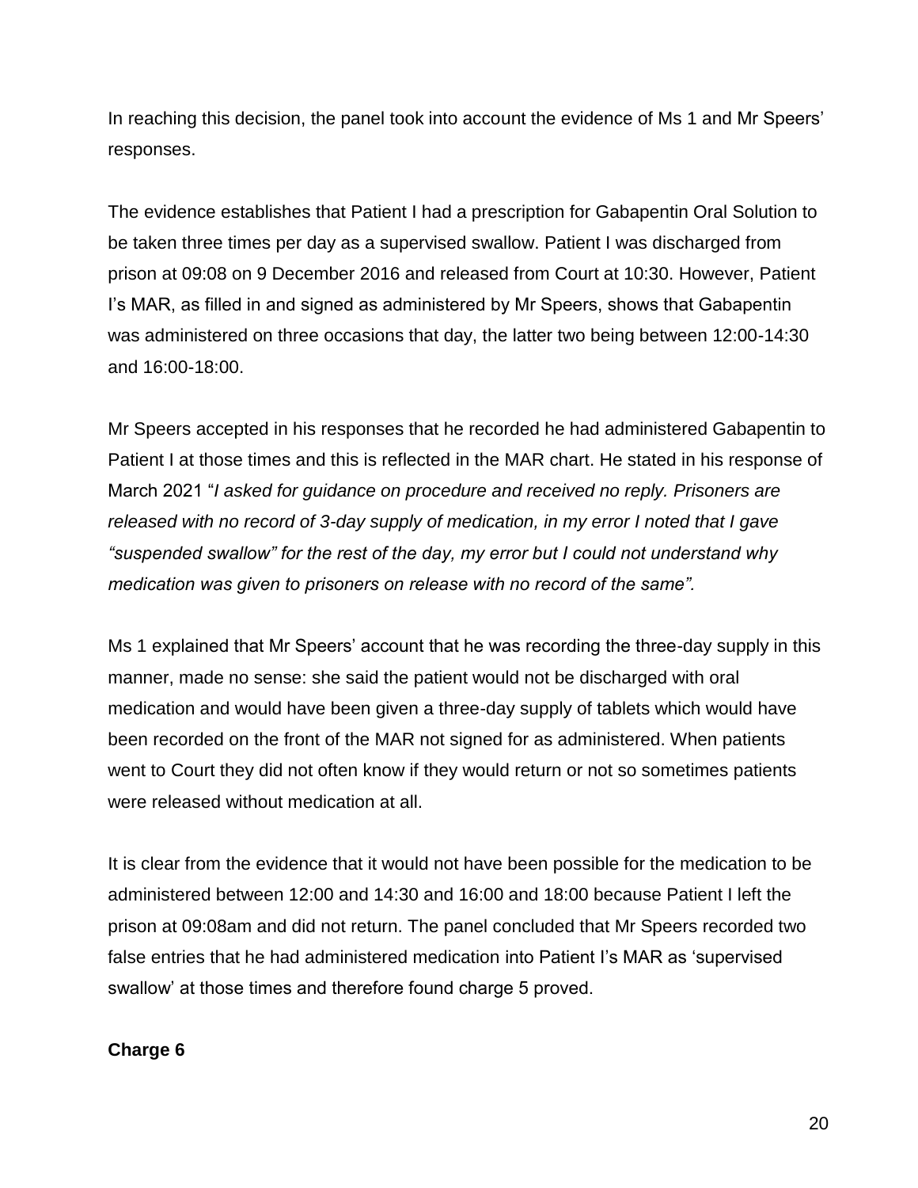In reaching this decision, the panel took into account the evidence of Ms 1 and Mr Speers' responses.

The evidence establishes that Patient I had a prescription for Gabapentin Oral Solution to be taken three times per day as a supervised swallow. Patient I was discharged from prison at 09:08 on 9 December 2016 and released from Court at 10:30. However, Patient I's MAR, as filled in and signed as administered by Mr Speers, shows that Gabapentin was administered on three occasions that day, the latter two being between 12:00-14:30 and 16:00-18:00.

Mr Speers accepted in his responses that he recorded he had administered Gabapentin to Patient I at those times and this is reflected in the MAR chart. He stated in his response of March 2021 "*I asked for guidance on procedure and received no reply. Prisoners are released with no record of 3-day supply of medication, in my error I noted that I gave "suspended swallow" for the rest of the day, my error but I could not understand why medication was given to prisoners on release with no record of the same".*

Ms 1 explained that Mr Speers' account that he was recording the three-day supply in this manner, made no sense: she said the patient would not be discharged with oral medication and would have been given a three-day supply of tablets which would have been recorded on the front of the MAR not signed for as administered. When patients went to Court they did not often know if they would return or not so sometimes patients were released without medication at all.

It is clear from the evidence that it would not have been possible for the medication to be administered between 12:00 and 14:30 and 16:00 and 18:00 because Patient I left the prison at 09:08am and did not return. The panel concluded that Mr Speers recorded two false entries that he had administered medication into Patient I's MAR as 'supervised swallow' at those times and therefore found charge 5 proved.

**Charge 6**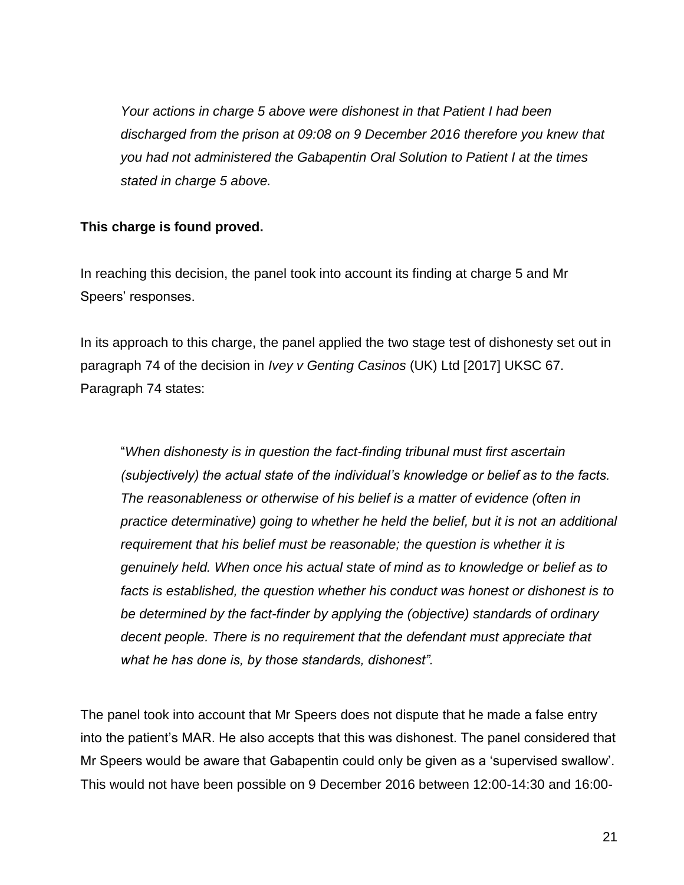*Your actions in charge 5 above were dishonest in that Patient I had been discharged from the prison at 09:08 on 9 December 2016 therefore you knew that you had not administered the Gabapentin Oral Solution to Patient I at the times stated in charge 5 above.*

**This charge is found proved.**

In reaching this decision, the panel took into account its finding at charge 5 and Mr Speers' responses.

In its approach to this charge, the panel applied the two stage test of dishonesty set out in paragraph 74 of the decision in *Ivey v Genting Casinos* (UK) Ltd [2017] UKSC 67. Paragraph 74 states:

> "*When dishonesty is in question the fact-finding tribunal must first ascertain (subjectively) the actual state of the individual's knowledge or belief as to the facts. The reasonableness or otherwise of his belief is a matter of evidence (often in practice determinative) going to whether he held the belief, but it is not an additional requirement that his belief must be reasonable; the question is whether it is genuinely held. When once his actual state of mind as to knowledge or belief as to facts is established, the question whether his conduct was honest or dishonest is to be determined by the fact-finder by applying the (objective) standards of ordinary decent people. There is no requirement that the defendant must appreciate that what he has done is, by those standards, dishonest".*

The panel took into account that Mr Speers does not dispute that he made a false entry into the patient's MAR. He also accepts that this was dishonest. The panel considered that Mr Speers would be aware that Gabapentin could only be given as a 'supervised swallow'. This would not have been possible on 9 December 2016 between 12:00-14:30 and 16:00-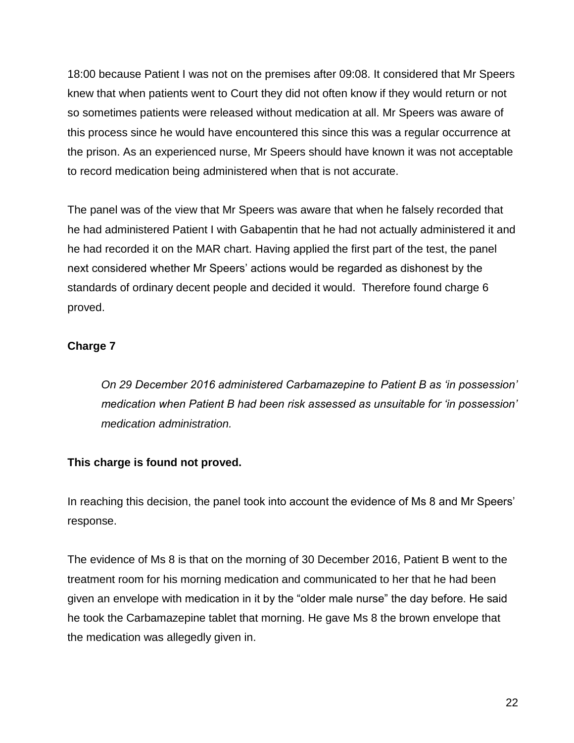18:00 because Patient I was not on the premises after 09:08. It considered that Mr Speers knew that when patients went to Court they did not often know if they would return or not so sometimes patients were released without medication at all. Mr Speers was aware of this process since he would have encountered this since this was a regular occurrence at the prison. As an experienced nurse, Mr Speers should have known it was not acceptable to record medication being administered when that is not accurate.

The panel was of the view that Mr Speers was aware that when he falsely recorded that he had administered Patient I with Gabapentin that he had not actually administered it and he had recorded it on the MAR chart. Having applied the first part of the test, the panel next considered whether Mr Speers' actions would be regarded as dishonest by the standards of ordinary decent people and decided it would. Therefore found charge 6 proved.

**Charge 7**

> *On 29 December 2016 administered Carbamazepine to Patient B as 'in possession' medication when Patient B had been risk assessed as unsuitable for 'in possession' medication administration.*

**This charge is found not proved.**

In reaching this decision, the panel took into account the evidence of Ms 8 and Mr Speers' response.

The evidence of Ms 8 is that on the morning of 30 December 2016, Patient B went to the treatment room for his morning medication and communicated to her that he had been given an envelope with medication in it by the "older male nurse" the day before. He said he took the Carbamazepine tablet that morning. He gave Ms 8 the brown envelope that the medication was allegedly given in.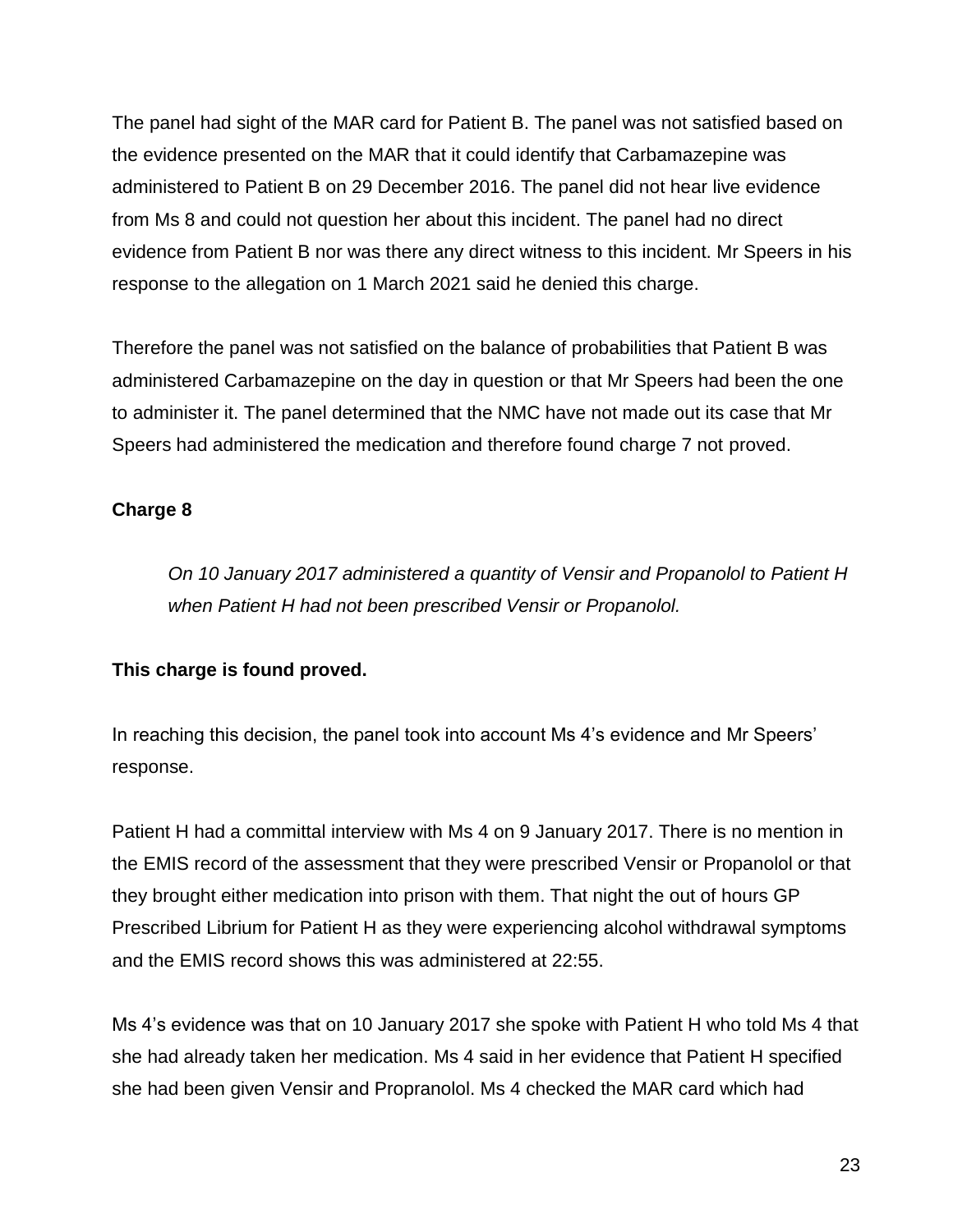The panel had sight of the MAR card for Patient B. The panel was not satisfied based on the evidence presented on the MAR that it could identify that Carbamazepine was administered to Patient B on 29 December 2016. The panel did not hear live evidence from Ms 8 and could not question her about this incident. The panel had no direct evidence from Patient B nor was there any direct witness to this incident. Mr Speers in his response to the allegation on 1 March 2021 said he denied this charge.

Therefore the panel was not satisfied on the balance of probabilities that Patient B was administered Carbamazepine on the day in question or that Mr Speers had been the one to administer it. The panel determined that the NMC have not made out its case that Mr Speers had administered the medication and therefore found charge 7 not proved.

**Charge 8**

> *On 10 January 2017 administered a quantity of Vensir and Propanolol to Patient H when Patient H had not been prescribed Vensir or Propanolol.*

**This charge is found proved.**

In reaching this decision, the panel took into account Ms 4's evidence and Mr Speers' response.

Patient H had a committal interview with Ms 4 on 9 January 2017. There is no mention in the EMIS record of the assessment that they were prescribed Vensir or Propanolol or that they brought either medication into prison with them. That night the out of hours GP Prescribed Librium for Patient H as they were experiencing alcohol withdrawal symptoms and the EMIS record shows this was administered at 22:55.

Ms 4's evidence was that on 10 January 2017 she spoke with Patient H who told Ms 4 that she had already taken her medication. Ms 4 said in her evidence that Patient H specified she had been given Vensir and Propranolol. Ms 4 checked the MAR card which had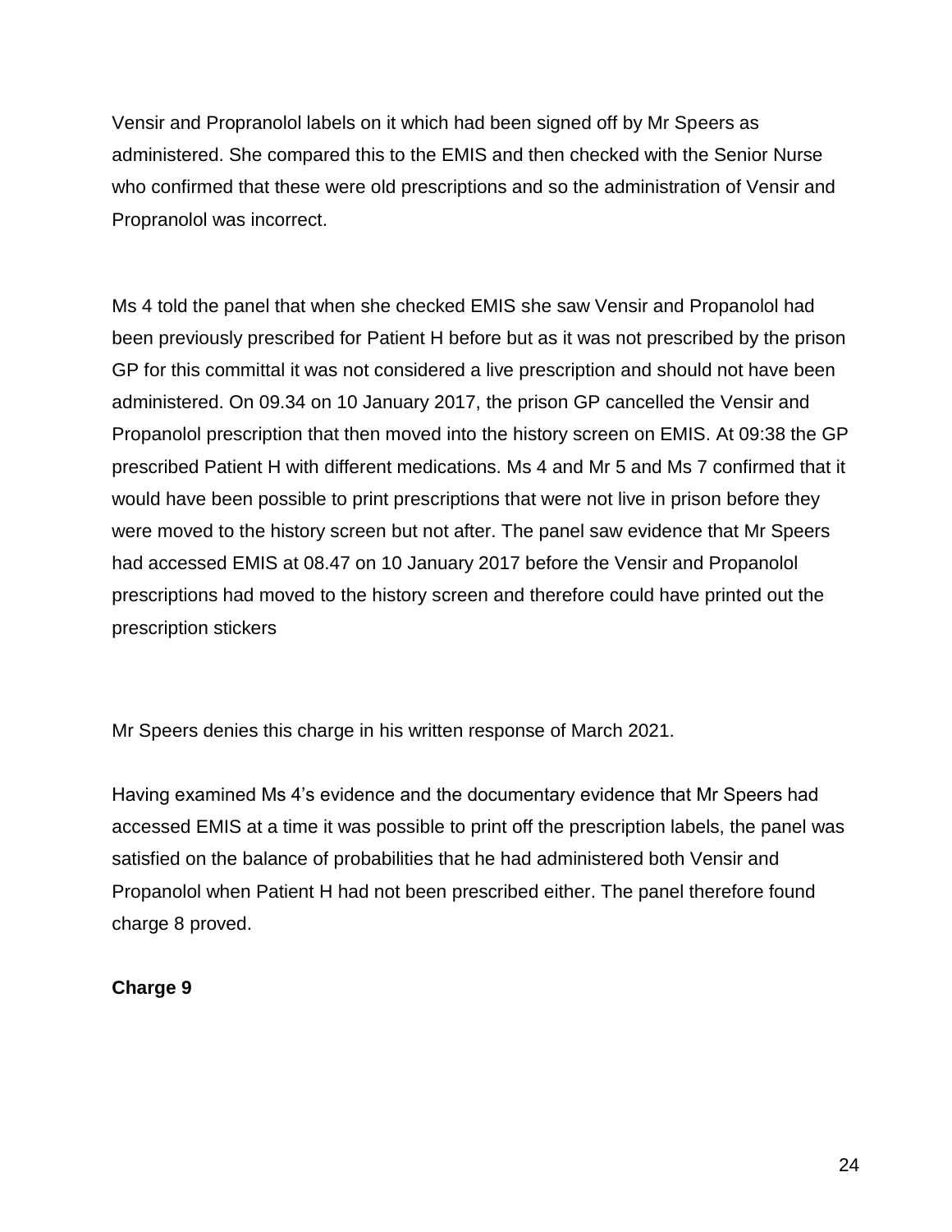Vensir and Propranolol labels on it which had been signed off by Mr Speers as administered. She compared this to the EMIS and then checked with the Senior Nurse who confirmed that these were old prescriptions and so the administration of Vensir and Propranolol was incorrect.

Ms 4 told the panel that when she checked EMIS she saw Vensir and Propanolol had been previously prescribed for Patient H before but as it was not prescribed by the prison GP for this committal it was not considered a live prescription and should not have been administered. On 09.34 on 10 January 2017, the prison GP cancelled the Vensir and Propanolol prescription that then moved into the history screen on EMIS. At 09:38 the GP prescribed Patient H with different medications. Ms 4 and Mr 5 and Ms 7 confirmed that it would have been possible to print prescriptions that were not live in prison before they were moved to the history screen but not after. The panel saw evidence that Mr Speers had accessed EMIS at 08.47 on 10 January 2017 before the Vensir and Propanolol prescriptions had moved to the history screen and therefore could have printed out the prescription stickers

Mr Speers denies this charge in his written response of March 2021.

Having examined Ms 4's evidence and the documentary evidence that Mr Speers had accessed EMIS at a time it was possible to print off the prescription labels, the panel was satisfied on the balance of probabilities that he had administered both Vensir and Propanolol when Patient H had not been prescribed either. The panel therefore found charge 8 proved.

**Charge 9**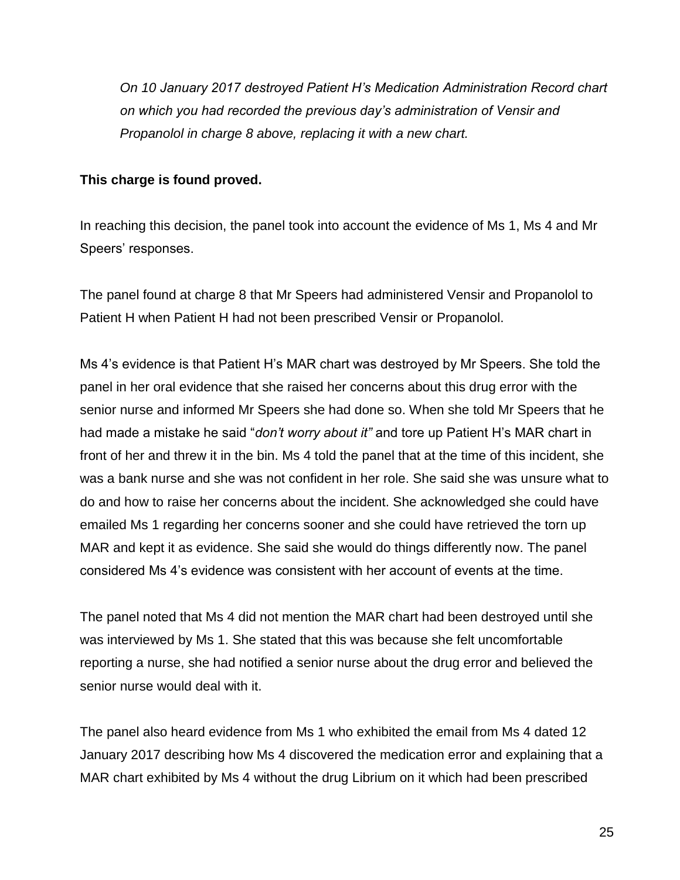*On 10 January 2017 destroyed Patient H's Medication Administration Record chart on which you had recorded the previous day's administration of Vensir and Propanolol in charge 8 above, replacing it with a new chart.*

**This charge is found proved.**

In reaching this decision, the panel took into account the evidence of Ms 1, Ms 4 and Mr Speers' responses.

The panel found at charge 8 that Mr Speers had administered Vensir and Propanolol to Patient H when Patient H had not been prescribed Vensir or Propanolol.

Ms 4's evidence is that Patient H's MAR chart was destroyed by Mr Speers. She told the panel in her oral evidence that she raised her concerns about this drug error with the senior nurse and informed Mr Speers she had done so. When she told Mr Speers that he had made a mistake he said "*don't worry about it"* and tore up Patient H's MAR chart in front of her and threw it in the bin. Ms 4 told the panel that at the time of this incident, she was a bank nurse and she was not confident in her role. She said she was unsure what to do and how to raise her concerns about the incident. She acknowledged she could have emailed Ms 1 regarding her concerns sooner and she could have retrieved the torn up MAR and kept it as evidence. She said she would do things differently now. The panel considered Ms 4's evidence was consistent with her account of events at the time.

The panel noted that Ms 4 did not mention the MAR chart had been destroyed until she was interviewed by Ms 1. She stated that this was because she felt uncomfortable reporting a nurse, she had notified a senior nurse about the drug error and believed the senior nurse would deal with it.

The panel also heard evidence from Ms 1 who exhibited the email from Ms 4 dated 12 January 2017 describing how Ms 4 discovered the medication error and explaining that a MAR chart exhibited by Ms 4 without the drug Librium on it which had been prescribed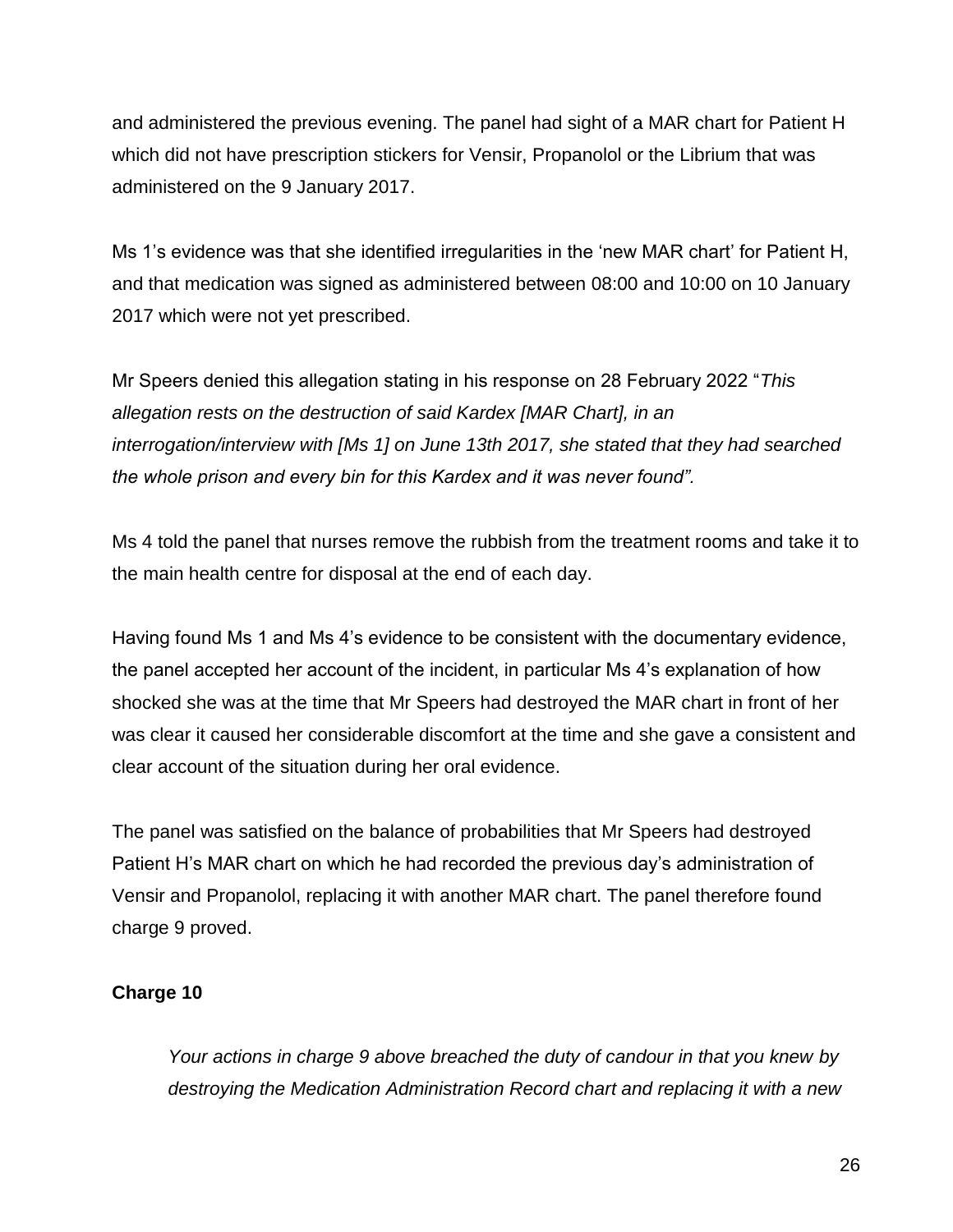and administered the previous evening. The panel had sight of a MAR chart for Patient H which did not have prescription stickers for Vensir, Propanolol or the Librium that was administered on the 9 January 2017.

Ms 1's evidence was that she identified irregularities in the 'new MAR chart' for Patient H, and that medication was signed as administered between 08:00 and 10:00 on 10 January 2017 which were not yet prescribed.

Mr Speers denied this allegation stating in his response on 28 February 2022 "*This allegation rests on the destruction of said Kardex [MAR Chart], in an interrogation/interview with [Ms 1] on June 13th 2017, she stated that they had searched the whole prison and every bin for this Kardex and it was never found".*

Ms 4 told the panel that nurses remove the rubbish from the treatment rooms and take it to the main health centre for disposal at the end of each day.

Having found Ms 1 and Ms 4's evidence to be consistent with the documentary evidence, the panel accepted her account of the incident, in particular Ms 4's explanation of how shocked she was at the time that Mr Speers had destroyed the MAR chart in front of her was clear it caused her considerable discomfort at the time and she gave a consistent and clear account of the situation during her oral evidence.

The panel was satisfied on the balance of probabilities that Mr Speers had destroyed Patient H's MAR chart on which he had recorded the previous day's administration of Vensir and Propanolol, replacing it with another MAR chart. The panel therefore found charge 9 proved.

**Charge 10**

> *Your actions in charge 9 above breached the duty of candour in that you knew by destroying the Medication Administration Record chart and replacing it with a new*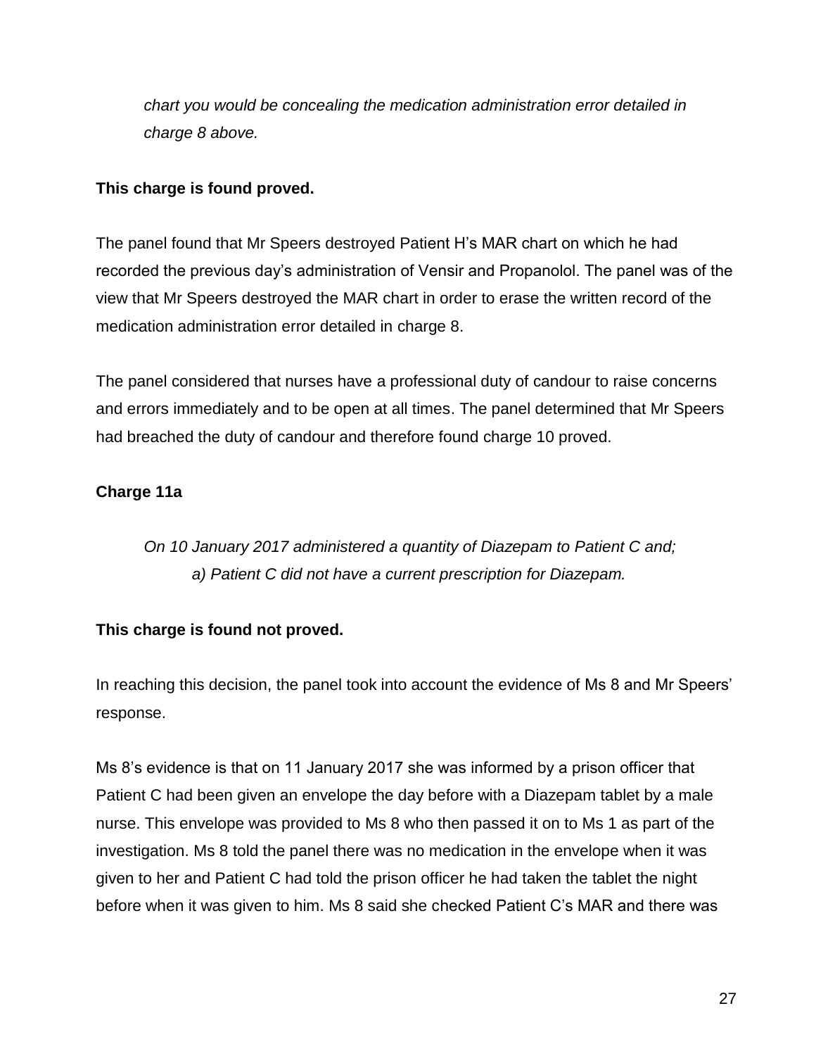*chart you would be concealing the medication administration error detailed in charge 8 above.*

**This charge is found proved.**

The panel found that Mr Speers destroyed Patient H's MAR chart on which he had recorded the previous day's administration of Vensir and Propanolol. The panel was of the view that Mr Speers destroyed the MAR chart in order to erase the written record of the medication administration error detailed in charge 8.

The panel considered that nurses have a professional duty of candour to raise concerns and errors immediately and to be open at all times. The panel determined that Mr Speers had breached the duty of candour and therefore found charge 10 proved.

**Charge 11a**

> *On 10 January 2017 administered a quantity of Diazepam to Patient C and;*
> *a) Patient C did not have a current prescription for Diazepam.*

**This charge is found not proved.**

In reaching this decision, the panel took into account the evidence of Ms 8 and Mr Speers' response.

Ms 8's evidence is that on 11 January 2017 she was informed by a prison officer that Patient C had been given an envelope the day before with a Diazepam tablet by a male nurse. This envelope was provided to Ms 8 who then passed it on to Ms 1 as part of the investigation. Ms 8 told the panel there was no medication in the envelope when it was given to her and Patient C had told the prison officer he had taken the tablet the night before when it was given to him. Ms 8 said she checked Patient C's MAR and there was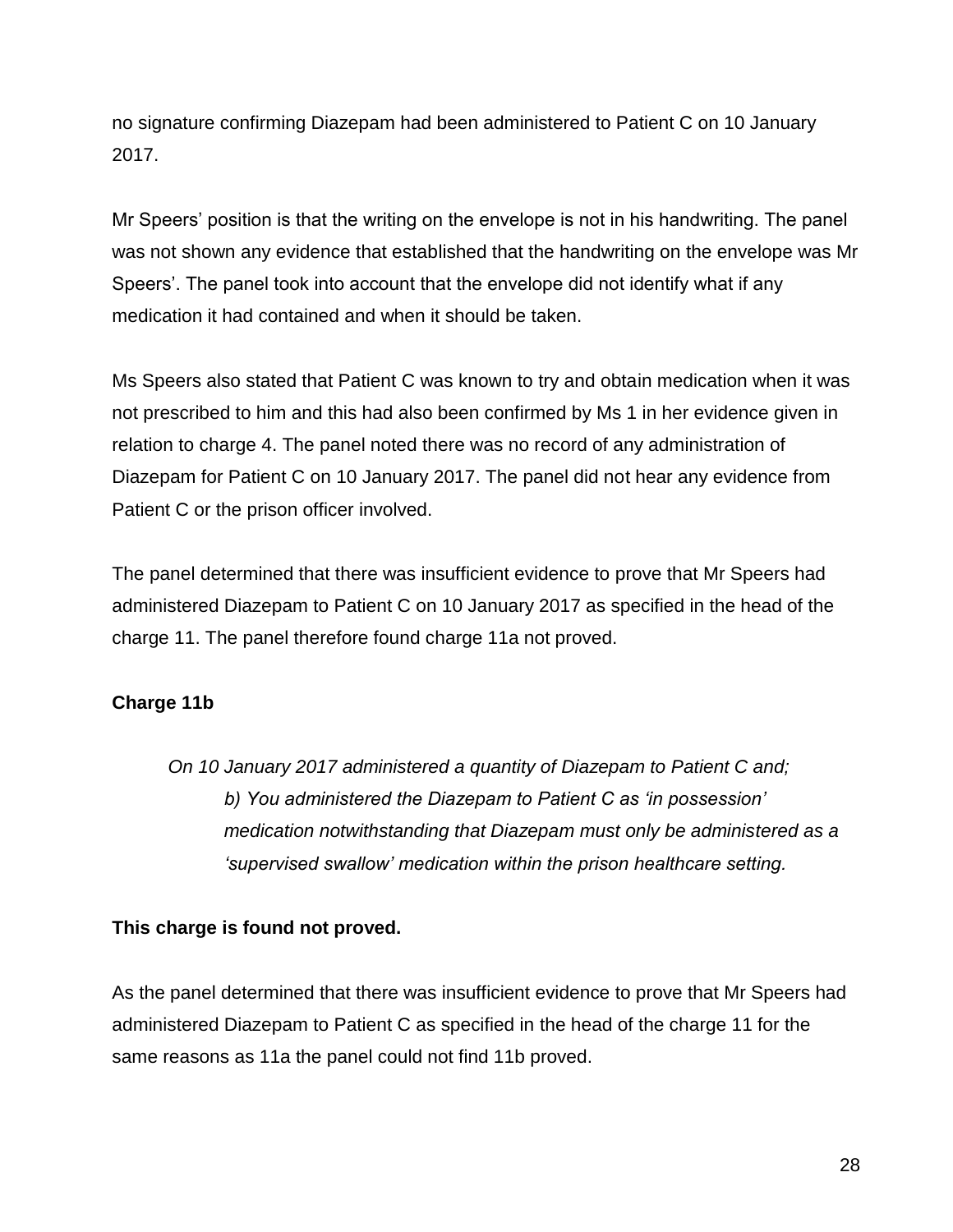no signature confirming Diazepam had been administered to Patient C on 10 January 2017.

Mr Speers' position is that the writing on the envelope is not in his handwriting. The panel was not shown any evidence that established that the handwriting on the envelope was Mr Speers'. The panel took into account that the envelope did not identify what if any medication it had contained and when it should be taken.

Ms Speers also stated that Patient C was known to try and obtain medication when it was not prescribed to him and this had also been confirmed by Ms 1 in her evidence given in relation to charge 4. The panel noted there was no record of any administration of Diazepam for Patient C on 10 January 2017. The panel did not hear any evidence from Patient C or the prison officer involved.

The panel determined that there was insufficient evidence to prove that Mr Speers had administered Diazepam to Patient C on 10 January 2017 as specified in the head of the charge 11. The panel therefore found charge 11a not proved.

**Charge 11b**

> *On 10 January 2017 administered a quantity of Diazepam to Patient C and;*
>
> > *b) You administered the Diazepam to Patient C as 'in possession' medication notwithstanding that Diazepam must only be administered as a 'supervised swallow' medication within the prison healthcare setting.*

**This charge is found not proved.**

As the panel determined that there was insufficient evidence to prove that Mr Speers had administered Diazepam to Patient C as specified in the head of the charge 11 for the same reasons as 11a the panel could not find 11b proved.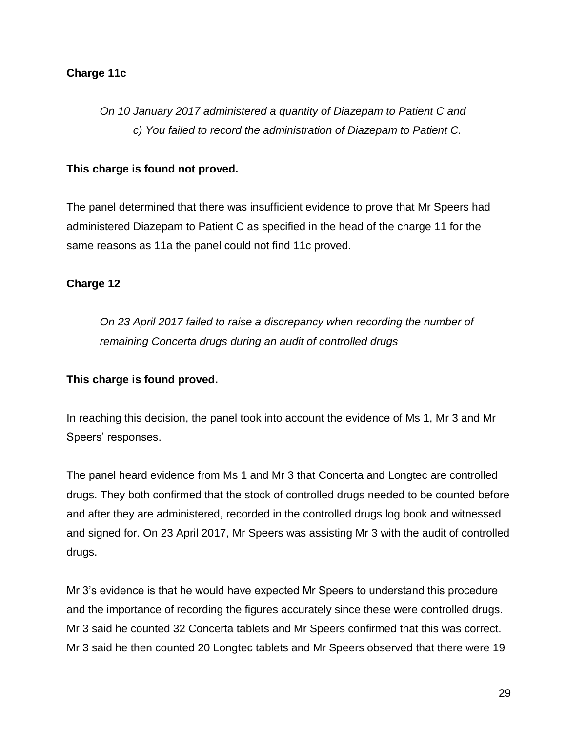**Charge 11c**

*On 10 January 2017 administered a quantity of Diazepam to Patient C and*
*c) You failed to record the administration of Diazepam to Patient C.*

**This charge is found not proved.**

The panel determined that there was insufficient evidence to prove that Mr Speers had administered Diazepam to Patient C as specified in the head of the charge 11 for the same reasons as 11a the panel could not find 11c proved.

**Charge 12**

*On 23 April 2017 failed to raise a discrepancy when recording the number of remaining Concerta drugs during an audit of controlled drugs*

**This charge is found proved.**

In reaching this decision, the panel took into account the evidence of Ms 1, Mr 3 and Mr Speers' responses.

The panel heard evidence from Ms 1 and Mr 3 that Concerta and Longtec are controlled drugs. They both confirmed that the stock of controlled drugs needed to be counted before and after they are administered, recorded in the controlled drugs log book and witnessed and signed for. On 23 April 2017, Mr Speers was assisting Mr 3 with the audit of controlled drugs.

Mr 3's evidence is that he would have expected Mr Speers to understand this procedure and the importance of recording the figures accurately since these were controlled drugs. Mr 3 said he counted 32 Concerta tablets and Mr Speers confirmed that this was correct. Mr 3 said he then counted 20 Longtec tablets and Mr Speers observed that there were 19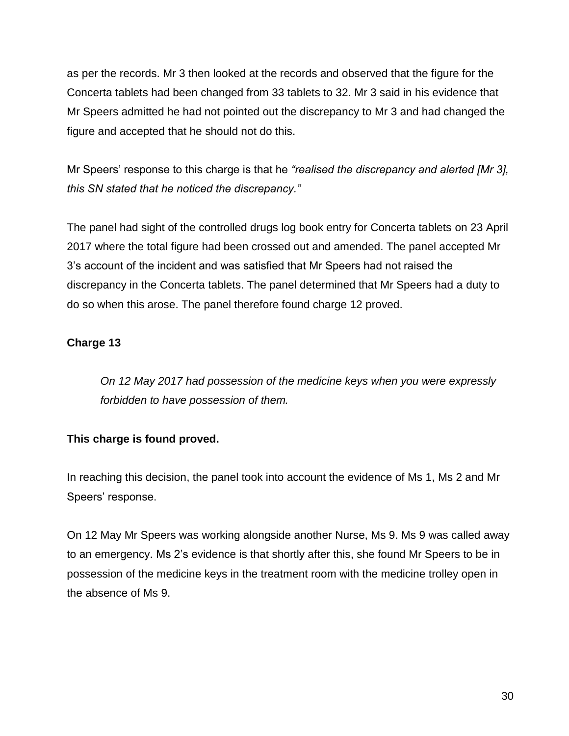as per the records. Mr 3 then looked at the records and observed that the figure for the Concerta tablets had been changed from 33 tablets to 32. Mr 3 said in his evidence that Mr Speers admitted he had not pointed out the discrepancy to Mr 3 and had changed the figure and accepted that he should not do this.

Mr Speers' response to this charge is that he *"realised the discrepancy and alerted [Mr 3], this SN stated that he noticed the discrepancy."*

The panel had sight of the controlled drugs log book entry for Concerta tablets on 23 April 2017 where the total figure had been crossed out and amended. The panel accepted Mr 3's account of the incident and was satisfied that Mr Speers had not raised the discrepancy in the Concerta tablets. The panel determined that Mr Speers had a duty to do so when this arose. The panel therefore found charge 12 proved.

**Charge 13**

> *On 12 May 2017 had possession of the medicine keys when you were expressly forbidden to have possession of them.*

**This charge is found proved.**

In reaching this decision, the panel took into account the evidence of Ms 1, Ms 2 and Mr Speers' response.

On 12 May Mr Speers was working alongside another Nurse, Ms 9. Ms 9 was called away to an emergency. Ms 2's evidence is that shortly after this, she found Mr Speers to be in possession of the medicine keys in the treatment room with the medicine trolley open in the absence of Ms 9.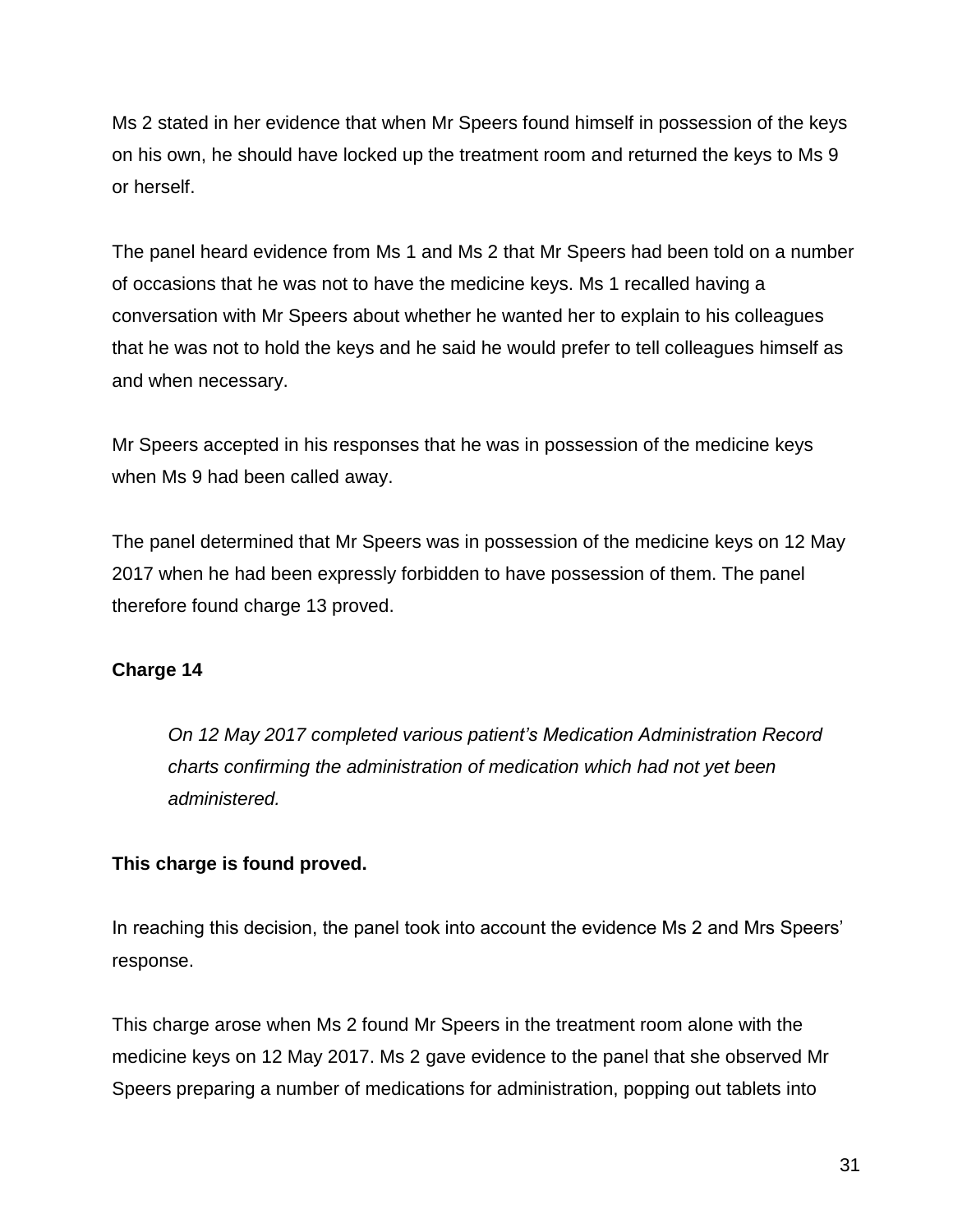Ms 2 stated in her evidence that when Mr Speers found himself in possession of the keys on his own, he should have locked up the treatment room and returned the keys to Ms 9 or herself.

The panel heard evidence from Ms 1 and Ms 2 that Mr Speers had been told on a number of occasions that he was not to have the medicine keys. Ms 1 recalled having a conversation with Mr Speers about whether he wanted her to explain to his colleagues that he was not to hold the keys and he said he would prefer to tell colleagues himself as and when necessary.

Mr Speers accepted in his responses that he was in possession of the medicine keys when Ms 9 had been called away.

The panel determined that Mr Speers was in possession of the medicine keys on 12 May 2017 when he had been expressly forbidden to have possession of them. The panel therefore found charge 13 proved.

**Charge 14**

> *On 12 May 2017 completed various patient's Medication Administration Record charts confirming the administration of medication which had not yet been administered.*

**This charge is found proved.**

In reaching this decision, the panel took into account the evidence Ms 2 and Mrs Speers' response.

This charge arose when Ms 2 found Mr Speers in the treatment room alone with the medicine keys on 12 May 2017. Ms 2 gave evidence to the panel that she observed Mr Speers preparing a number of medications for administration, popping out tablets into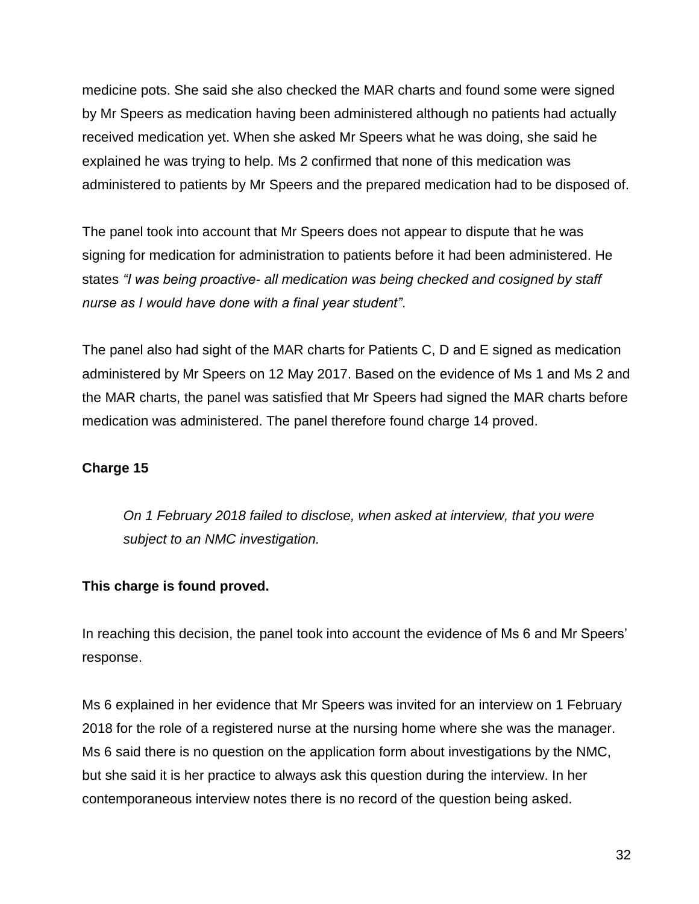medicine pots. She said she also checked the MAR charts and found some were signed by Mr Speers as medication having been administered although no patients had actually received medication yet. When she asked Mr Speers what he was doing, she said he explained he was trying to help. Ms 2 confirmed that none of this medication was administered to patients by Mr Speers and the prepared medication had to be disposed of.

The panel took into account that Mr Speers does not appear to dispute that he was signing for medication for administration to patients before it had been administered. He states *"I was being proactive- all medication was being checked and cosigned by staff nurse as I would have done with a final year student"*.

The panel also had sight of the MAR charts for Patients C, D and E signed as medication administered by Mr Speers on 12 May 2017. Based on the evidence of Ms 1 and Ms 2 and the MAR charts, the panel was satisfied that Mr Speers had signed the MAR charts before medication was administered. The panel therefore found charge 14 proved.

**Charge 15**

> *On 1 February 2018 failed to disclose, when asked at interview, that you were subject to an NMC investigation.*

**This charge is found proved.**

In reaching this decision, the panel took into account the evidence of Ms 6 and Mr Speers' response.

Ms 6 explained in her evidence that Mr Speers was invited for an interview on 1 February 2018 for the role of a registered nurse at the nursing home where she was the manager. Ms 6 said there is no question on the application form about investigations by the NMC, but she said it is her practice to always ask this question during the interview. In her contemporaneous interview notes there is no record of the question being asked.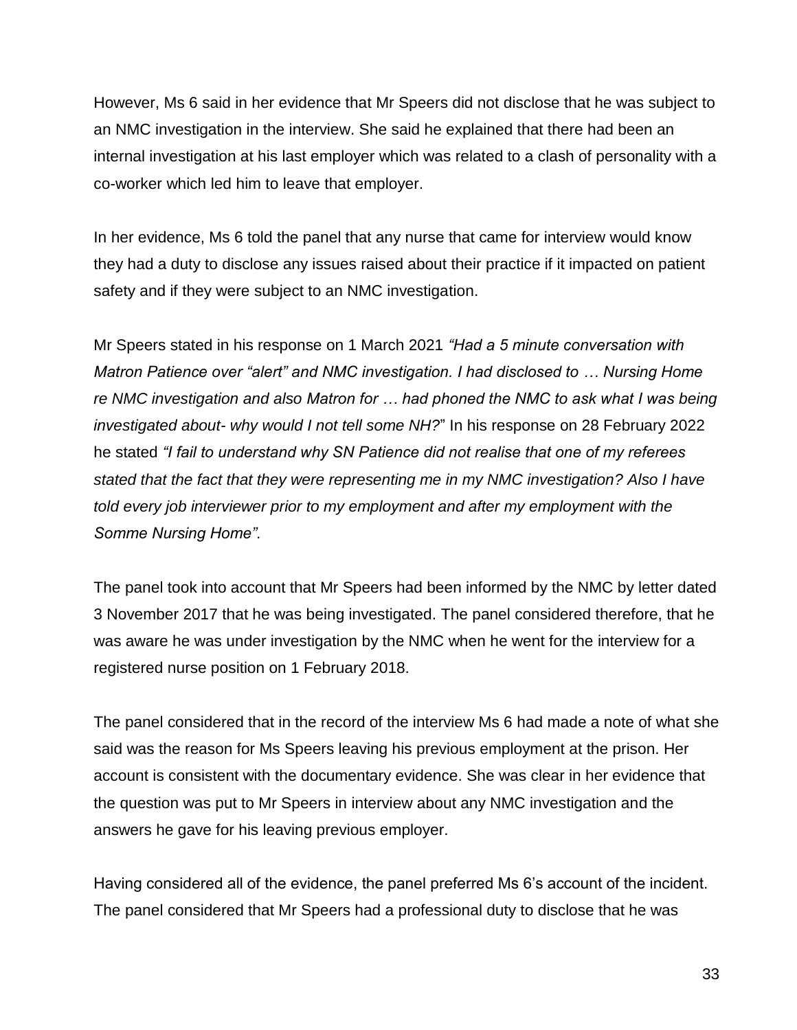However, Ms 6 said in her evidence that Mr Speers did not disclose that he was subject to an NMC investigation in the interview. She said he explained that there had been an internal investigation at his last employer which was related to a clash of personality with a co-worker which led him to leave that employer.

In her evidence, Ms 6 told the panel that any nurse that came for interview would know they had a duty to disclose any issues raised about their practice if it impacted on patient safety and if they were subject to an NMC investigation.

Mr Speers stated in his response on 1 March 2021 *"Had a 5 minute conversation with Matron Patience over "alert" and NMC investigation. I had disclosed to … Nursing Home re NMC investigation and also Matron for … had phoned the NMC to ask what I was being investigated about- why would I not tell some NH?"* In his response on 28 February 2022 he stated *"I fail to understand why SN Patience did not realise that one of my referees stated that the fact that they were representing me in my NMC investigation? Also I have told every job interviewer prior to my employment and after my employment with the Somme Nursing Home".*

The panel took into account that Mr Speers had been informed by the NMC by letter dated 3 November 2017 that he was being investigated. The panel considered therefore, that he was aware he was under investigation by the NMC when he went for the interview for a registered nurse position on 1 February 2018.

The panel considered that in the record of the interview Ms 6 had made a note of what she said was the reason for Ms Speers leaving his previous employment at the prison. Her account is consistent with the documentary evidence. She was clear in her evidence that the question was put to Mr Speers in interview about any NMC investigation and the answers he gave for his leaving previous employer.

Having considered all of the evidence, the panel preferred Ms 6's account of the incident. The panel considered that Mr Speers had a professional duty to disclose that he was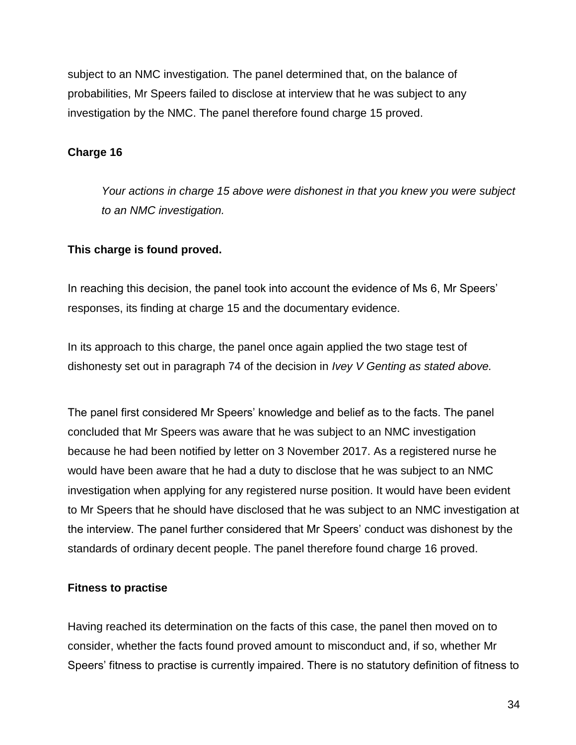subject to an NMC investigation*.* The panel determined that, on the balance of probabilities, Mr Speers failed to disclose at interview that he was subject to any investigation by the NMC. The panel therefore found charge 15 proved.

**Charge 16**

> *Your actions in charge 15 above were dishonest in that you knew you were subject to an NMC investigation.*

**This charge is found proved.**

In reaching this decision, the panel took into account the evidence of Ms 6, Mr Speers' responses, its finding at charge 15 and the documentary evidence.

In its approach to this charge, the panel once again applied the two stage test of dishonesty set out in paragraph 74 of the decision in *Ivey V Genting as stated above.*

The panel first considered Mr Speers' knowledge and belief as to the facts. The panel concluded that Mr Speers was aware that he was subject to an NMC investigation because he had been notified by letter on 3 November 2017. As a registered nurse he would have been aware that he had a duty to disclose that he was subject to an NMC investigation when applying for any registered nurse position. It would have been evident to Mr Speers that he should have disclosed that he was subject to an NMC investigation at the interview. The panel further considered that Mr Speers' conduct was dishonest by the standards of ordinary decent people. The panel therefore found charge 16 proved.

**Fitness to practise**

Having reached its determination on the facts of this case, the panel then moved on to consider, whether the facts found proved amount to misconduct and, if so, whether Mr Speers' fitness to practise is currently impaired. There is no statutory definition of fitness to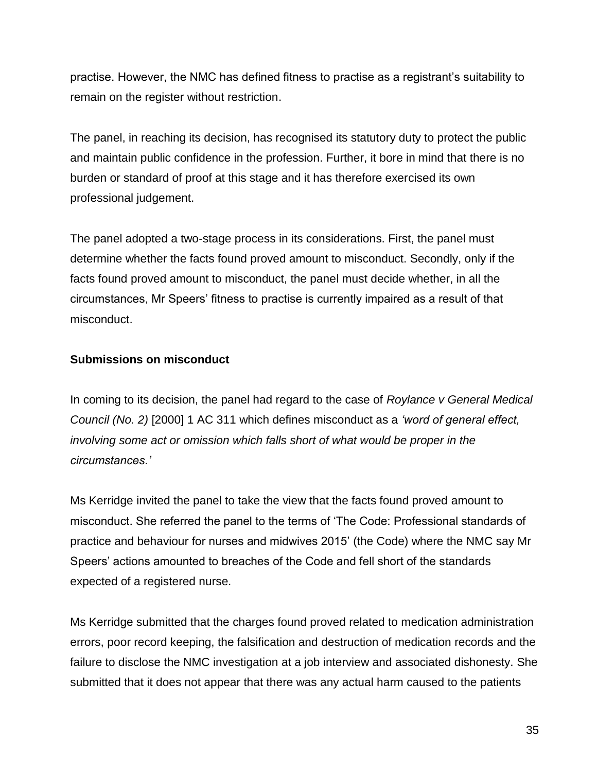practise. However, the NMC has defined fitness to practise as a registrant's suitability to remain on the register without restriction.

The panel, in reaching its decision, has recognised its statutory duty to protect the public and maintain public confidence in the profession. Further, it bore in mind that there is no burden or standard of proof at this stage and it has therefore exercised its own professional judgement.

The panel adopted a two-stage process in its considerations. First, the panel must determine whether the facts found proved amount to misconduct. Secondly, only if the facts found proved amount to misconduct, the panel must decide whether, in all the circumstances, Mr Speers' fitness to practise is currently impaired as a result of that misconduct.

**Submissions on misconduct**

In coming to its decision, the panel had regard to the case of *Roylance v General Medical Council (No. 2)* [2000] 1 AC 311 which defines misconduct as a *'word of general effect, involving some act or omission which falls short of what would be proper in the circumstances.'*

Ms Kerridge invited the panel to take the view that the facts found proved amount to misconduct. She referred the panel to the terms of 'The Code: Professional standards of practice and behaviour for nurses and midwives 2015' (the Code) where the NMC say Mr Speers' actions amounted to breaches of the Code and fell short of the standards expected of a registered nurse.

Ms Kerridge submitted that the charges found proved related to medication administration errors, poor record keeping, the falsification and destruction of medication records and the failure to disclose the NMC investigation at a job interview and associated dishonesty. She submitted that it does not appear that there was any actual harm caused to the patients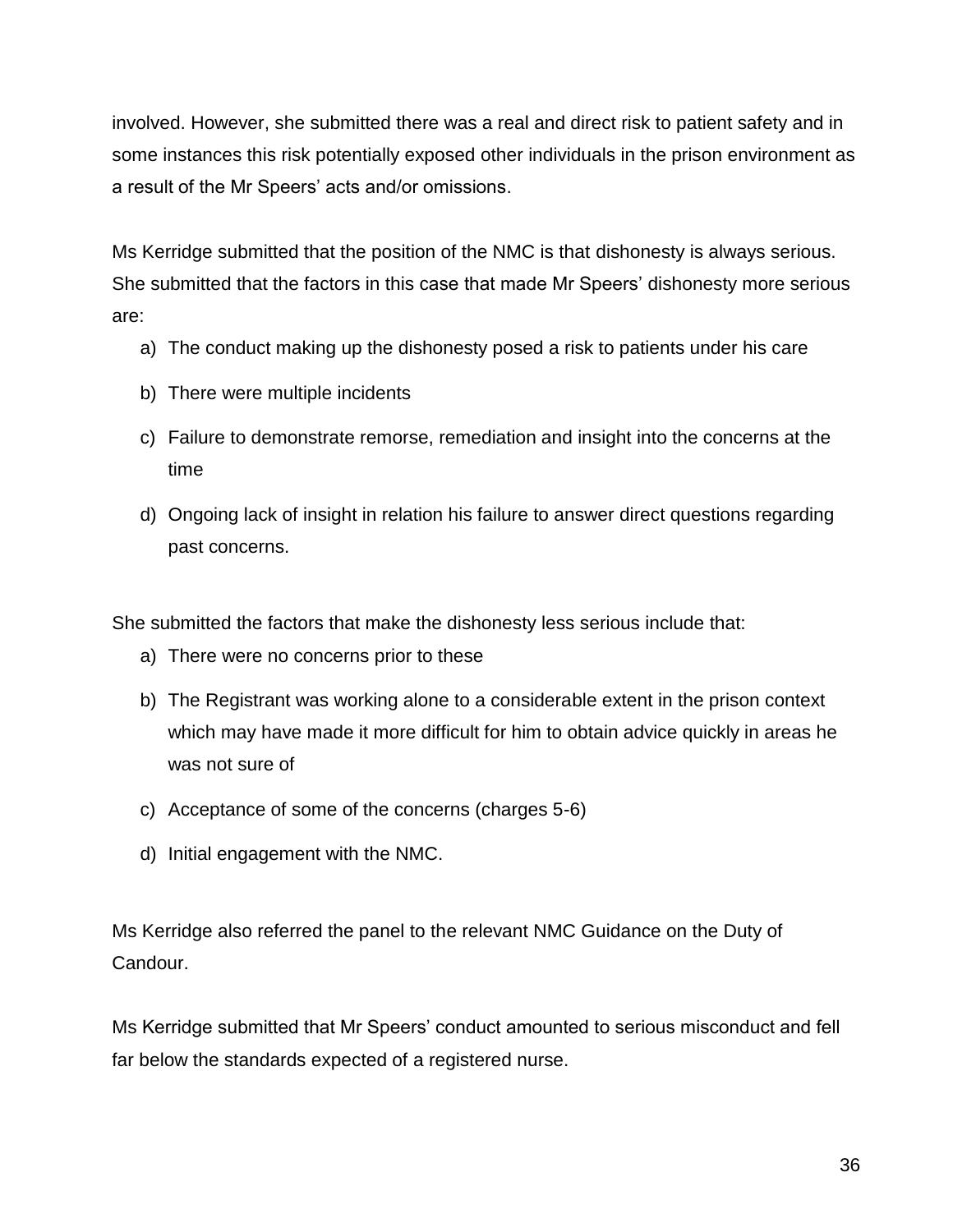involved. However, she submitted there was a real and direct risk to patient safety and in some instances this risk potentially exposed other individuals in the prison environment as a result of the Mr Speers' acts and/or omissions.

Ms Kerridge submitted that the position of the NMC is that dishonesty is always serious. She submitted that the factors in this case that made Mr Speers' dishonesty more serious are:

a) The conduct making up the dishonesty posed a risk to patients under his care
b) There were multiple incidents
c) Failure to demonstrate remorse, remediation and insight into the concerns at the time
d) Ongoing lack of insight in relation his failure to answer direct questions regarding past concerns.

She submitted the factors that make the dishonesty less serious include that:

a) There were no concerns prior to these
b) The Registrant was working alone to a considerable extent in the prison context which may have made it more difficult for him to obtain advice quickly in areas he was not sure of
c) Acceptance of some of the concerns (charges 5-6)
d) Initial engagement with the NMC.

Ms Kerridge also referred the panel to the relevant NMC Guidance on the Duty of Candour.

Ms Kerridge submitted that Mr Speers' conduct amounted to serious misconduct and fell far below the standards expected of a registered nurse.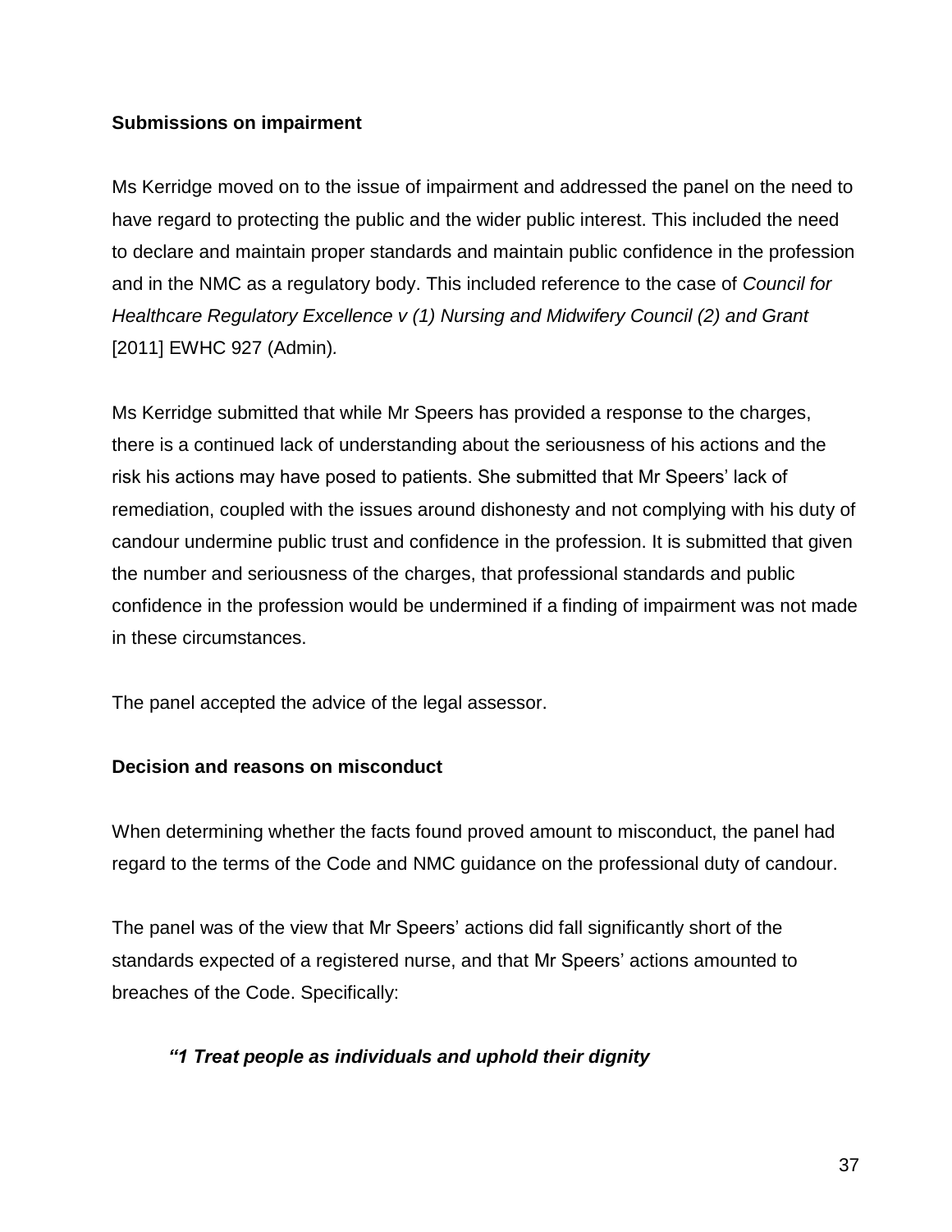**Submissions on impairment**

Ms Kerridge moved on to the issue of impairment and addressed the panel on the need to have regard to protecting the public and the wider public interest. This included the need to declare and maintain proper standards and maintain public confidence in the profession and in the NMC as a regulatory body. This included reference to the case of *Council for Healthcare Regulatory Excellence v (1) Nursing and Midwifery Council (2) and Grant* [2011] EWHC 927 (Admin).

Ms Kerridge submitted that while Mr Speers has provided a response to the charges, there is a continued lack of understanding about the seriousness of his actions and the risk his actions may have posed to patients. She submitted that Mr Speers' lack of remediation, coupled with the issues around dishonesty and not complying with his duty of candour undermine public trust and confidence in the profession. It is submitted that given the number and seriousness of the charges, that professional standards and public confidence in the profession would be undermined if a finding of impairment was not made in these circumstances.

The panel accepted the advice of the legal assessor.

**Decision and reasons on misconduct**

When determining whether the facts found proved amount to misconduct, the panel had regard to the terms of the Code and NMC guidance on the professional duty of candour.

The panel was of the view that Mr Speers' actions did fall significantly short of the standards expected of a registered nurse, and that Mr Speers' actions amounted to breaches of the Code. Specifically:

> ***"1 Treat people as individuals and uphold their dignity***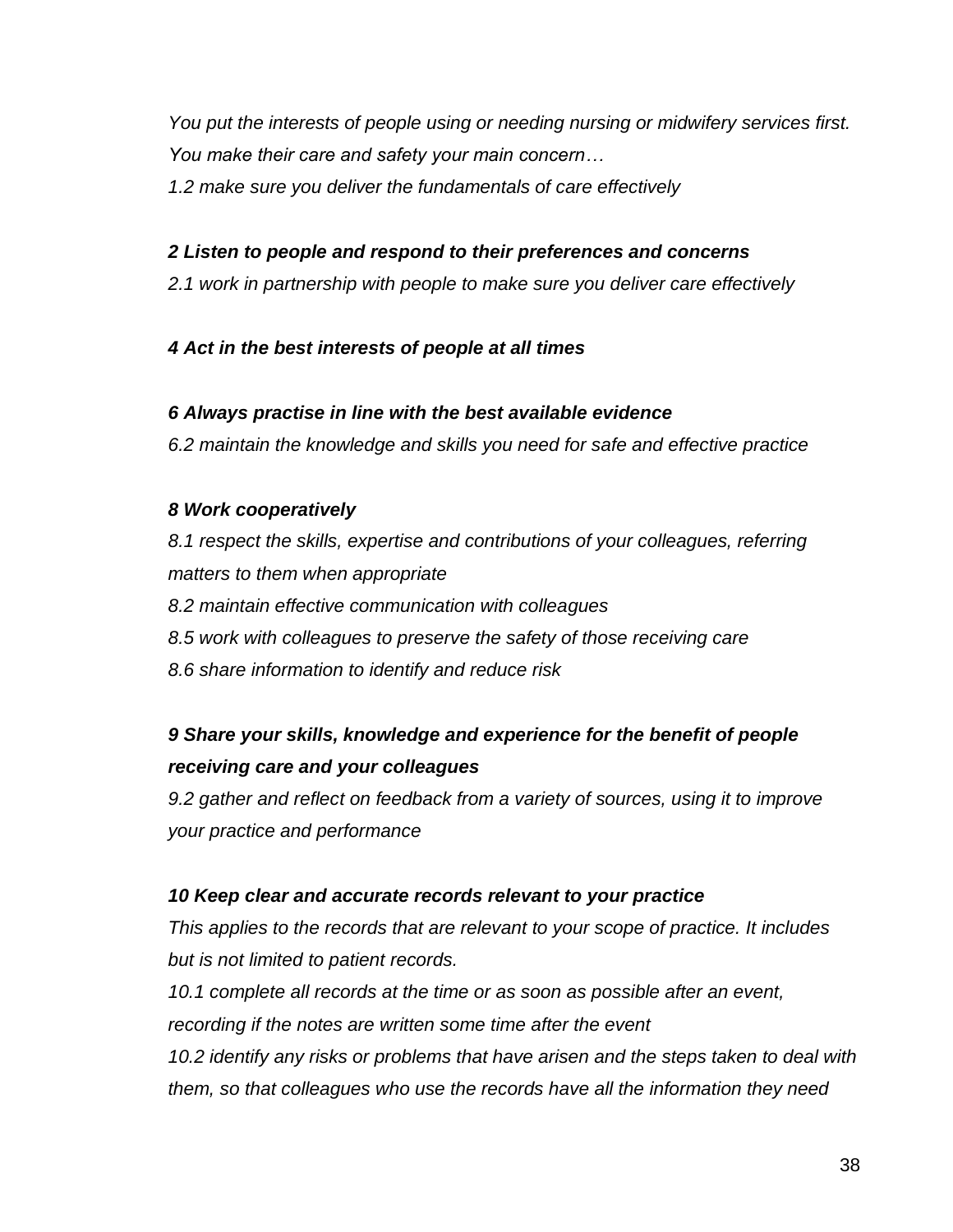*You put the interests of people using or needing nursing or midwifery services first. You make their care and safety your main concern…*

*1.2 make sure you deliver the fundamentals of care effectively*

***2 Listen to people and respond to their preferences and concerns***

*2.1 work in partnership with people to make sure you deliver care effectively*

***4 Act in the best interests of people at all times***

***6 Always practise in line with the best available evidence***

*6.2 maintain the knowledge and skills you need for safe and effective practice*

***8 Work cooperatively***

*8.1 respect the skills, expertise and contributions of your colleagues, referring matters to them when appropriate*

*8.2 maintain effective communication with colleagues*

*8.5 work with colleagues to preserve the safety of those receiving care*

*8.6 share information to identify and reduce risk*

***9 Share your skills, knowledge and experience for the benefit of people receiving care and your colleagues***

*9.2 gather and reflect on feedback from a variety of sources, using it to improve your practice and performance*

***10 Keep clear and accurate records relevant to your practice***

*This applies to the records that are relevant to your scope of practice. It includes but is not limited to patient records.*

*10.1 complete all records at the time or as soon as possible after an event, recording if the notes are written some time after the event*

*10.2 identify any risks or problems that have arisen and the steps taken to deal with them, so that colleagues who use the records have all the information they need*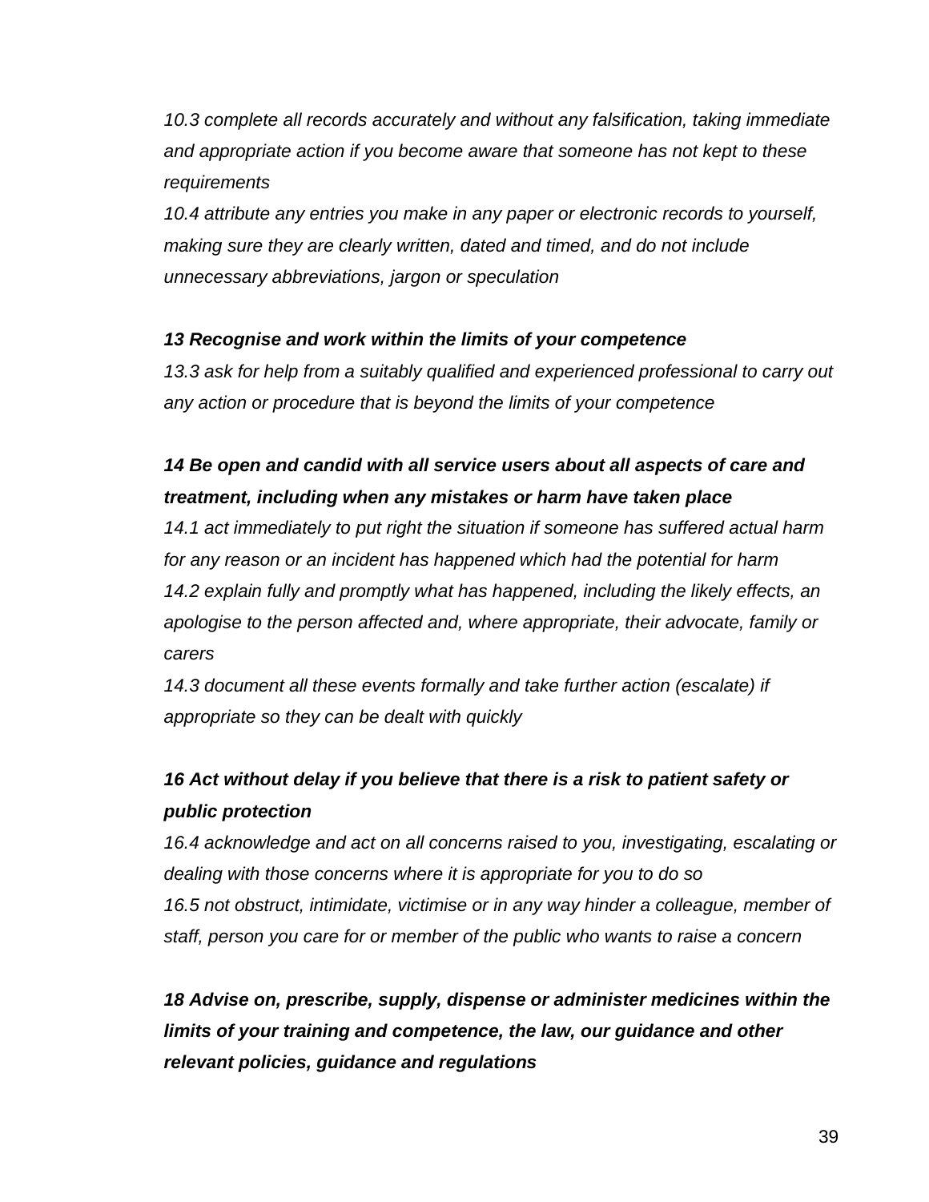*10.3 complete all records accurately and without any falsification, taking immediate and appropriate action if you become aware that someone has not kept to these requirements*
*10.4 attribute any entries you make in any paper or electronic records to yourself, making sure they are clearly written, dated and timed, and do not include unnecessary abbreviations, jargon or speculation*

***13 Recognise and work within the limits of your competence***
*13.3 ask for help from a suitably qualified and experienced professional to carry out any action or procedure that is beyond the limits of your competence*

***14 Be open and candid with all service users about all aspects of care and treatment, including when any mistakes or harm have taken place***
*14.1 act immediately to put right the situation if someone has suffered actual harm for any reason or an incident has happened which had the potential for harm*
*14.2 explain fully and promptly what has happened, including the likely effects, an apologise to the person affected and, where appropriate, their advocate, family or carers*
*14.3 document all these events formally and take further action (escalate) if appropriate so they can be dealt with quickly*

***16 Act without delay if you believe that there is a risk to patient safety or public protection***
*16.4 acknowledge and act on all concerns raised to you, investigating, escalating or dealing with those concerns where it is appropriate for you to do so*
*16.5 not obstruct, intimidate, victimise or in any way hinder a colleague, member of staff, person you care for or member of the public who wants to raise a concern*

***18 Advise on, prescribe, supply, dispense or administer medicines within the limits of your training and competence, the law, our guidance and other relevant policies, guidance and regulations***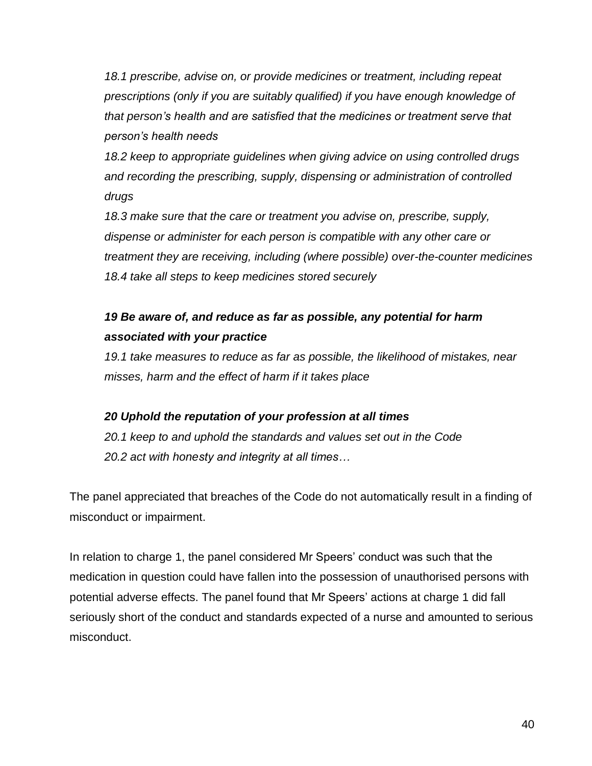*18.1 prescribe, advise on, or provide medicines or treatment, including repeat prescriptions (only if you are suitably qualified) if you have enough knowledge of that person's health and are satisfied that the medicines or treatment serve that person's health needs*

*18.2 keep to appropriate guidelines when giving advice on using controlled drugs and recording the prescribing, supply, dispensing or administration of controlled drugs*

*18.3 make sure that the care or treatment you advise on, prescribe, supply, dispense or administer for each person is compatible with any other care or treatment they are receiving, including (where possible) over-the-counter medicines*

*18.4 take all steps to keep medicines stored securely*

***19 Be aware of, and reduce as far as possible, any potential for harm associated with your practice***

*19.1 take measures to reduce as far as possible, the likelihood of mistakes, near misses, harm and the effect of harm if it takes place*

***20 Uphold the reputation of your profession at all times***

*20.1 keep to and uphold the standards and values set out in the Code*

*20.2 act with honesty and integrity at all times…*

The panel appreciated that breaches of the Code do not automatically result in a finding of misconduct or impairment.

In relation to charge 1, the panel considered Mr Speers' conduct was such that the medication in question could have fallen into the possession of unauthorised persons with potential adverse effects. The panel found that Mr Speers' actions at charge 1 did fall seriously short of the conduct and standards expected of a nurse and amounted to serious misconduct.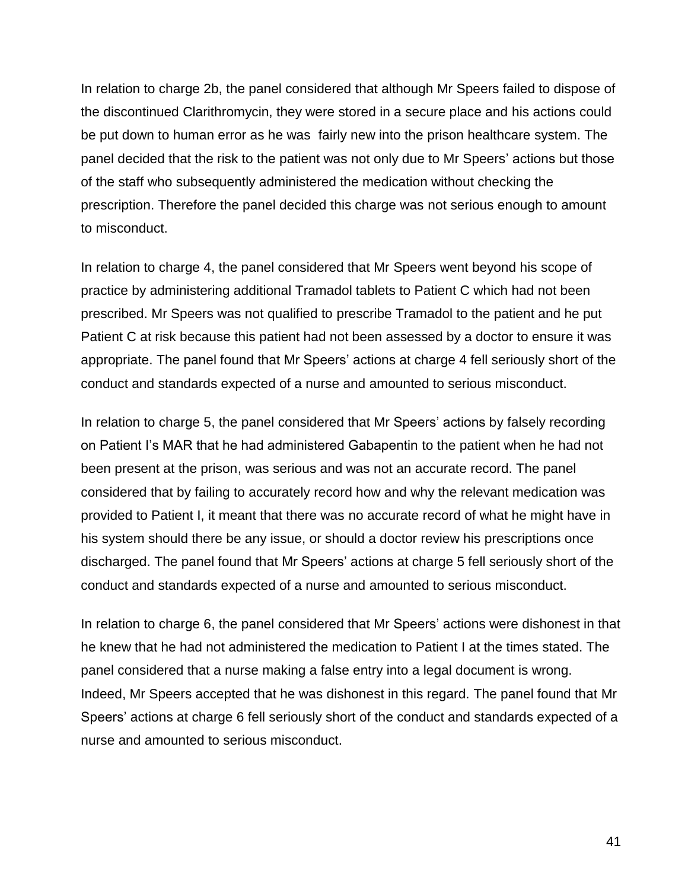In relation to charge 2b, the panel considered that although Mr Speers failed to dispose of the discontinued Clarithromycin, they were stored in a secure place and his actions could be put down to human error as he was fairly new into the prison healthcare system. The panel decided that the risk to the patient was not only due to Mr Speers' actions but those of the staff who subsequently administered the medication without checking the prescription. Therefore the panel decided this charge was not serious enough to amount to misconduct.

In relation to charge 4, the panel considered that Mr Speers went beyond his scope of practice by administering additional Tramadol tablets to Patient C which had not been prescribed. Mr Speers was not qualified to prescribe Tramadol to the patient and he put Patient C at risk because this patient had not been assessed by a doctor to ensure it was appropriate. The panel found that Mr Speers' actions at charge 4 fell seriously short of the conduct and standards expected of a nurse and amounted to serious misconduct.

In relation to charge 5, the panel considered that Mr Speers' actions by falsely recording on Patient I's MAR that he had administered Gabapentin to the patient when he had not been present at the prison, was serious and was not an accurate record. The panel considered that by failing to accurately record how and why the relevant medication was provided to Patient I, it meant that there was no accurate record of what he might have in his system should there be any issue, or should a doctor review his prescriptions once discharged. The panel found that Mr Speers' actions at charge 5 fell seriously short of the conduct and standards expected of a nurse and amounted to serious misconduct.

In relation to charge 6, the panel considered that Mr Speers' actions were dishonest in that he knew that he had not administered the medication to Patient I at the times stated. The panel considered that a nurse making a false entry into a legal document is wrong. Indeed, Mr Speers accepted that he was dishonest in this regard. The panel found that Mr Speers' actions at charge 6 fell seriously short of the conduct and standards expected of a nurse and amounted to serious misconduct.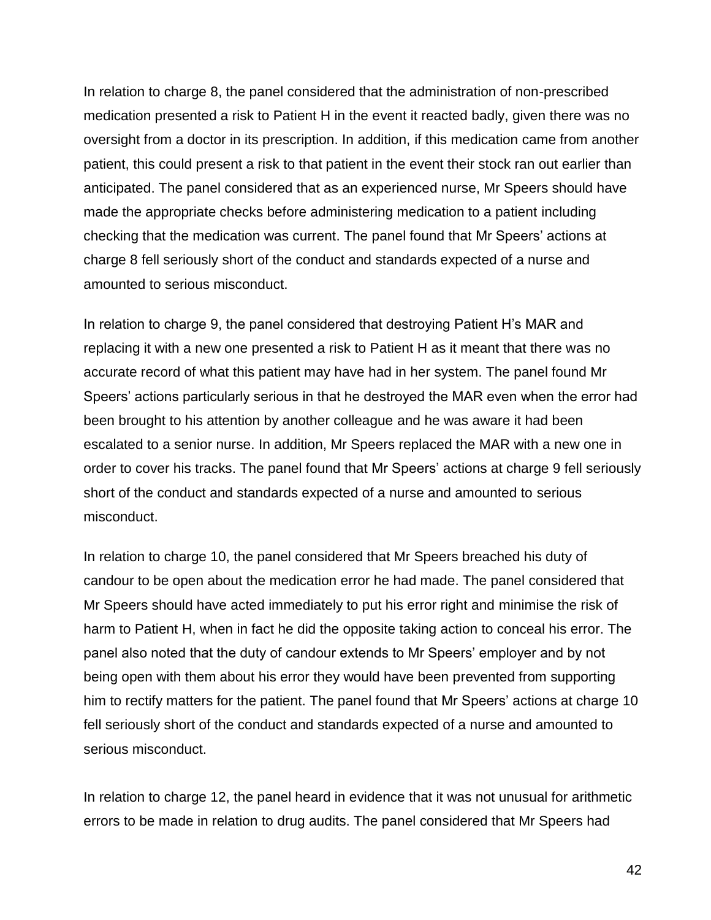In relation to charge 8, the panel considered that the administration of non-prescribed medication presented a risk to Patient H in the event it reacted badly, given there was no oversight from a doctor in its prescription. In addition, if this medication came from another patient, this could present a risk to that patient in the event their stock ran out earlier than anticipated. The panel considered that as an experienced nurse, Mr Speers should have made the appropriate checks before administering medication to a patient including checking that the medication was current. The panel found that Mr Speers' actions at charge 8 fell seriously short of the conduct and standards expected of a nurse and amounted to serious misconduct.

In relation to charge 9, the panel considered that destroying Patient H's MAR and replacing it with a new one presented a risk to Patient H as it meant that there was no accurate record of what this patient may have had in her system. The panel found Mr Speers' actions particularly serious in that he destroyed the MAR even when the error had been brought to his attention by another colleague and he was aware it had been escalated to a senior nurse. In addition, Mr Speers replaced the MAR with a new one in order to cover his tracks. The panel found that Mr Speers' actions at charge 9 fell seriously short of the conduct and standards expected of a nurse and amounted to serious misconduct.

In relation to charge 10, the panel considered that Mr Speers breached his duty of candour to be open about the medication error he had made. The panel considered that Mr Speers should have acted immediately to put his error right and minimise the risk of harm to Patient H, when in fact he did the opposite taking action to conceal his error. The panel also noted that the duty of candour extends to Mr Speers' employer and by not being open with them about his error they would have been prevented from supporting him to rectify matters for the patient. The panel found that Mr Speers' actions at charge 10 fell seriously short of the conduct and standards expected of a nurse and amounted to serious misconduct.

In relation to charge 12, the panel heard in evidence that it was not unusual for arithmetic errors to be made in relation to drug audits. The panel considered that Mr Speers had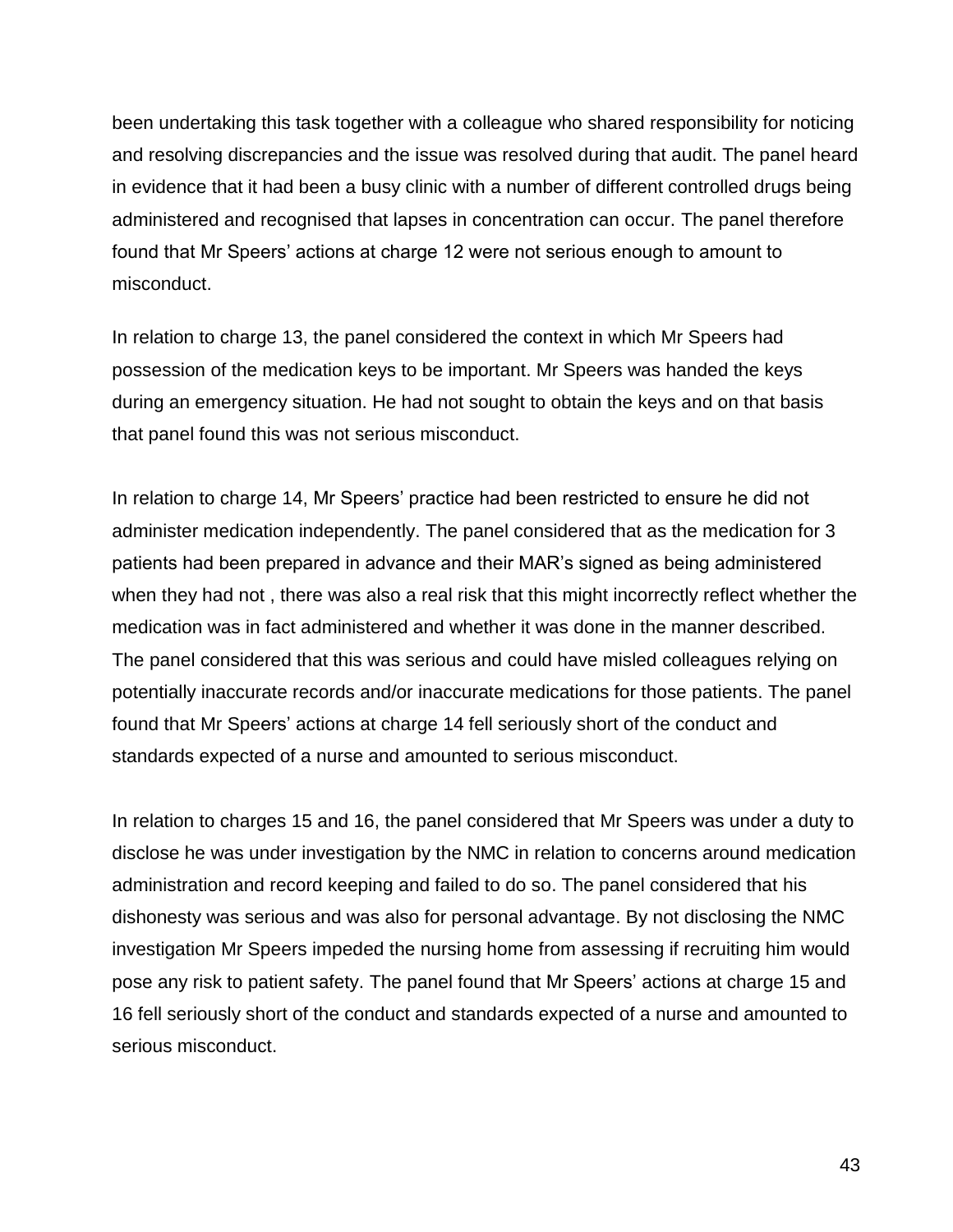been undertaking this task together with a colleague who shared responsibility for noticing and resolving discrepancies and the issue was resolved during that audit. The panel heard in evidence that it had been a busy clinic with a number of different controlled drugs being administered and recognised that lapses in concentration can occur. The panel therefore found that Mr Speers' actions at charge 12 were not serious enough to amount to misconduct.

In relation to charge 13, the panel considered the context in which Mr Speers had possession of the medication keys to be important. Mr Speers was handed the keys during an emergency situation. He had not sought to obtain the keys and on that basis that panel found this was not serious misconduct.

In relation to charge 14, Mr Speers' practice had been restricted to ensure he did not administer medication independently. The panel considered that as the medication for 3 patients had been prepared in advance and their MAR's signed as being administered when they had not , there was also a real risk that this might incorrectly reflect whether the medication was in fact administered and whether it was done in the manner described. The panel considered that this was serious and could have misled colleagues relying on potentially inaccurate records and/or inaccurate medications for those patients. The panel found that Mr Speers' actions at charge 14 fell seriously short of the conduct and standards expected of a nurse and amounted to serious misconduct.

In relation to charges 15 and 16, the panel considered that Mr Speers was under a duty to disclose he was under investigation by the NMC in relation to concerns around medication administration and record keeping and failed to do so. The panel considered that his dishonesty was serious and was also for personal advantage. By not disclosing the NMC investigation Mr Speers impeded the nursing home from assessing if recruiting him would pose any risk to patient safety. The panel found that Mr Speers' actions at charge 15 and 16 fell seriously short of the conduct and standards expected of a nurse and amounted to serious misconduct.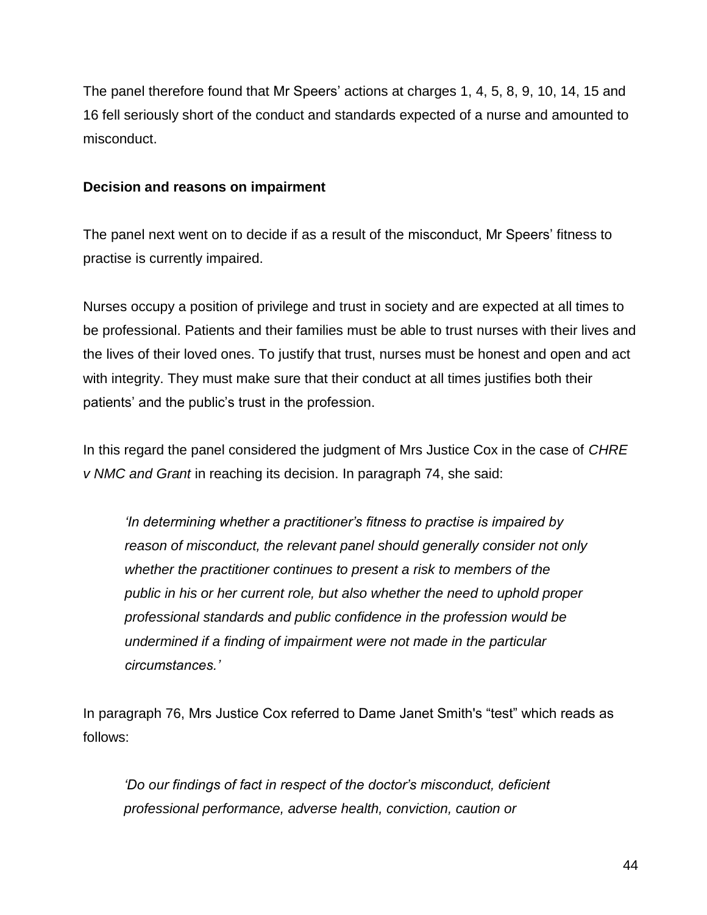The panel therefore found that Mr Speers' actions at charges 1, 4, 5, 8, 9, 10, 14, 15 and 16 fell seriously short of the conduct and standards expected of a nurse and amounted to misconduct.

**Decision and reasons on impairment**

The panel next went on to decide if as a result of the misconduct, Mr Speers' fitness to practise is currently impaired.

Nurses occupy a position of privilege and trust in society and are expected at all times to be professional. Patients and their families must be able to trust nurses with their lives and the lives of their loved ones. To justify that trust, nurses must be honest and open and act with integrity. They must make sure that their conduct at all times justifies both their patients' and the public's trust in the profession.

In this regard the panel considered the judgment of Mrs Justice Cox in the case of *CHRE v NMC and Grant* in reaching its decision. In paragraph 74, she said:

> *'In determining whether a practitioner's fitness to practise is impaired by reason of misconduct, the relevant panel should generally consider not only whether the practitioner continues to present a risk to members of the public in his or her current role, but also whether the need to uphold proper professional standards and public confidence in the profession would be undermined if a finding of impairment were not made in the particular circumstances.'*

In paragraph 76, Mrs Justice Cox referred to Dame Janet Smith's "test" which reads as follows:

> *'Do our findings of fact in respect of the doctor's misconduct, deficient professional performance, adverse health, conviction, caution or*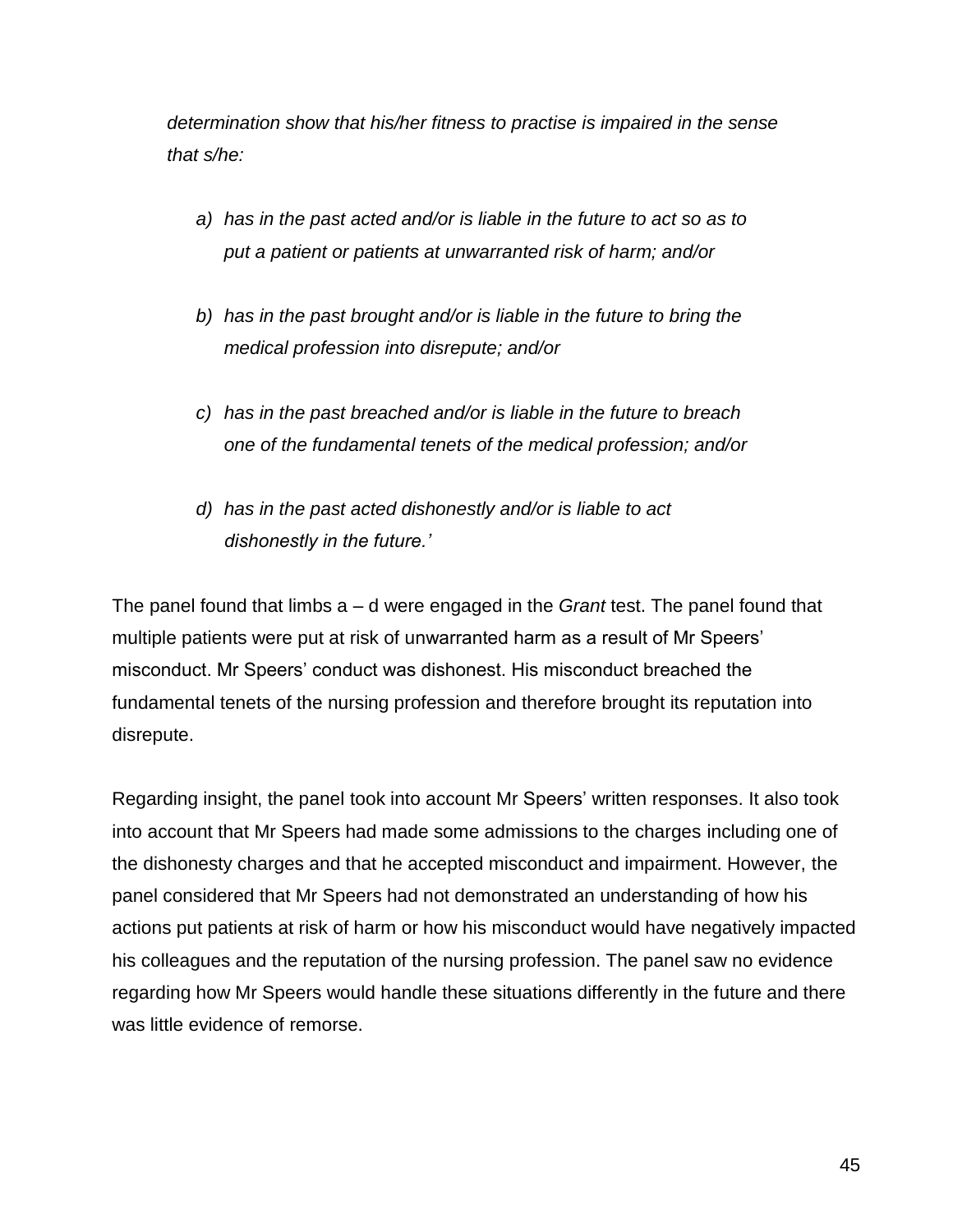*determination show that his/her fitness to practise is impaired in the sense that s/he:*

> *a) has in the past acted and/or is liable in the future to act so as to put a patient or patients at unwarranted risk of harm; and/or*
>
> *b) has in the past brought and/or is liable in the future to bring the medical profession into disrepute; and/or*
>
> *c) has in the past breached and/or is liable in the future to breach one of the fundamental tenets of the medical profession; and/or*
>
> *d) has in the past acted dishonestly and/or is liable to act dishonestly in the future.'*

The panel found that limbs a – d were engaged in the *Grant* test. The panel found that multiple patients were put at risk of unwarranted harm as a result of Mr Speers' misconduct. Mr Speers' conduct was dishonest. His misconduct breached the fundamental tenets of the nursing profession and therefore brought its reputation into disrepute.

Regarding insight, the panel took into account Mr Speers' written responses. It also took into account that Mr Speers had made some admissions to the charges including one of the dishonesty charges and that he accepted misconduct and impairment. However, the panel considered that Mr Speers had not demonstrated an understanding of how his actions put patients at risk of harm or how his misconduct would have negatively impacted his colleagues and the reputation of the nursing profession. The panel saw no evidence regarding how Mr Speers would handle these situations differently in the future and there was little evidence of remorse.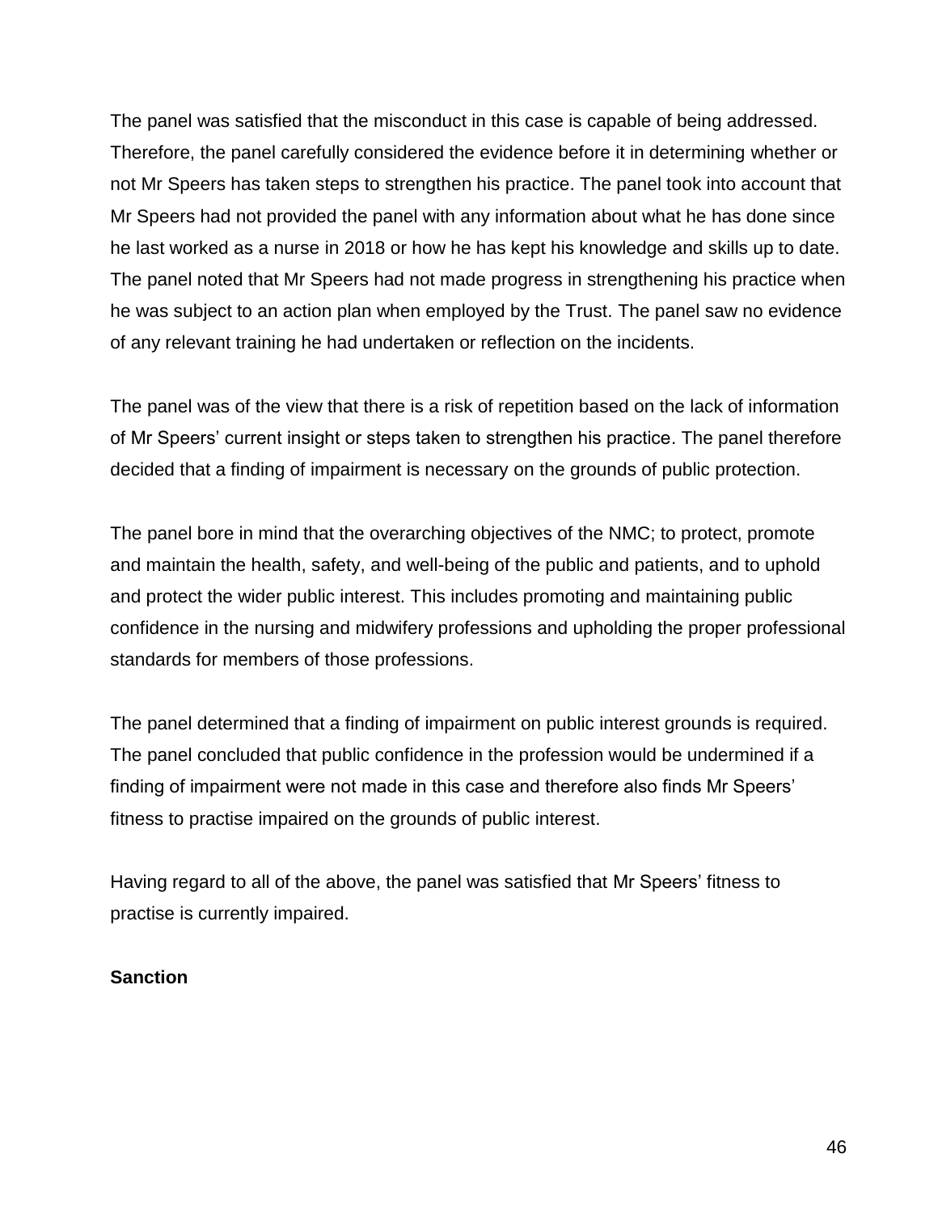The panel was satisfied that the misconduct in this case is capable of being addressed. Therefore, the panel carefully considered the evidence before it in determining whether or not Mr Speers has taken steps to strengthen his practice. The panel took into account that Mr Speers had not provided the panel with any information about what he has done since he last worked as a nurse in 2018 or how he has kept his knowledge and skills up to date. The panel noted that Mr Speers had not made progress in strengthening his practice when he was subject to an action plan when employed by the Trust. The panel saw no evidence of any relevant training he had undertaken or reflection on the incidents.

The panel was of the view that there is a risk of repetition based on the lack of information of Mr Speers' current insight or steps taken to strengthen his practice. The panel therefore decided that a finding of impairment is necessary on the grounds of public protection.

The panel bore in mind that the overarching objectives of the NMC; to protect, promote and maintain the health, safety, and well-being of the public and patients, and to uphold and protect the wider public interest. This includes promoting and maintaining public confidence in the nursing and midwifery professions and upholding the proper professional standards for members of those professions.

The panel determined that a finding of impairment on public interest grounds is required. The panel concluded that public confidence in the profession would be undermined if a finding of impairment were not made in this case and therefore also finds Mr Speers' fitness to practise impaired on the grounds of public interest.

Having regard to all of the above, the panel was satisfied that Mr Speers' fitness to practise is currently impaired.

**Sanction**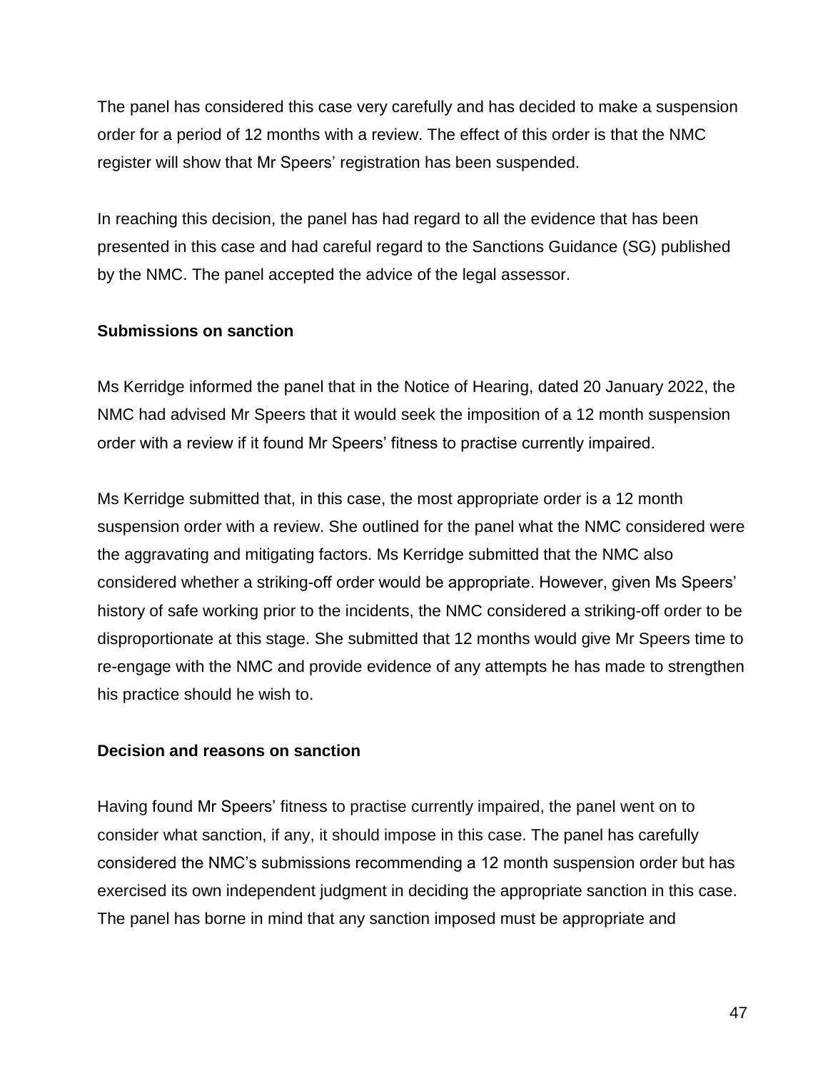The panel has considered this case very carefully and has decided to make a suspension order for a period of 12 months with a review. The effect of this order is that the NMC register will show that Mr Speers' registration has been suspended.

In reaching this decision, the panel has had regard to all the evidence that has been presented in this case and had careful regard to the Sanctions Guidance (SG) published by the NMC. The panel accepted the advice of the legal assessor.

**Submissions on sanction**

Ms Kerridge informed the panel that in the Notice of Hearing, dated 20 January 2022, the NMC had advised Mr Speers that it would seek the imposition of a 12 month suspension order with a review if it found Mr Speers' fitness to practise currently impaired.

Ms Kerridge submitted that, in this case, the most appropriate order is a 12 month suspension order with a review. She outlined for the panel what the NMC considered were the aggravating and mitigating factors. Ms Kerridge submitted that the NMC also considered whether a striking-off order would be appropriate. However, given Ms Speers' history of safe working prior to the incidents, the NMC considered a striking-off order to be disproportionate at this stage. She submitted that 12 months would give Mr Speers time to re-engage with the NMC and provide evidence of any attempts he has made to strengthen his practice should he wish to.

**Decision and reasons on sanction**

Having found Mr Speers' fitness to practise currently impaired, the panel went on to consider what sanction, if any, it should impose in this case. The panel has carefully considered the NMC's submissions recommending a 12 month suspension order but has exercised its own independent judgment in deciding the appropriate sanction in this case. The panel has borne in mind that any sanction imposed must be appropriate and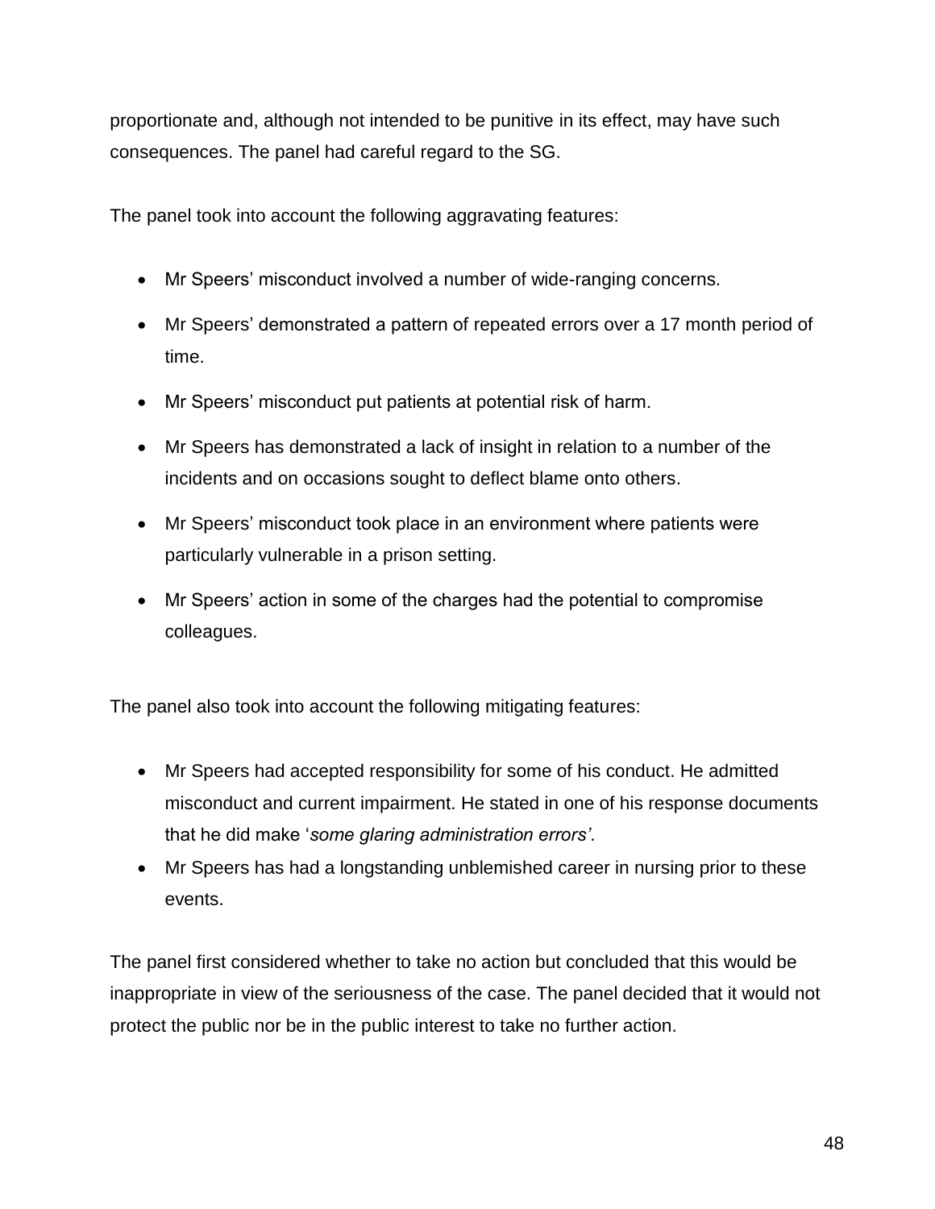proportionate and, although not intended to be punitive in its effect, may have such consequences. The panel had careful regard to the SG.

The panel took into account the following aggravating features:

- Mr Speers' misconduct involved a number of wide-ranging concerns.
- Mr Speers' demonstrated a pattern of repeated errors over a 17 month period of time.
- Mr Speers' misconduct put patients at potential risk of harm.
- Mr Speers has demonstrated a lack of insight in relation to a number of the incidents and on occasions sought to deflect blame onto others.
- Mr Speers' misconduct took place in an environment where patients were particularly vulnerable in a prison setting.
- Mr Speers' action in some of the charges had the potential to compromise colleagues.

The panel also took into account the following mitigating features:

- Mr Speers had accepted responsibility for some of his conduct. He admitted misconduct and current impairment. He stated in one of his response documents that he did make '*some glaring administration errors'*.
- Mr Speers has had a longstanding unblemished career in nursing prior to these events.

The panel first considered whether to take no action but concluded that this would be inappropriate in view of the seriousness of the case. The panel decided that it would not protect the public nor be in the public interest to take no further action.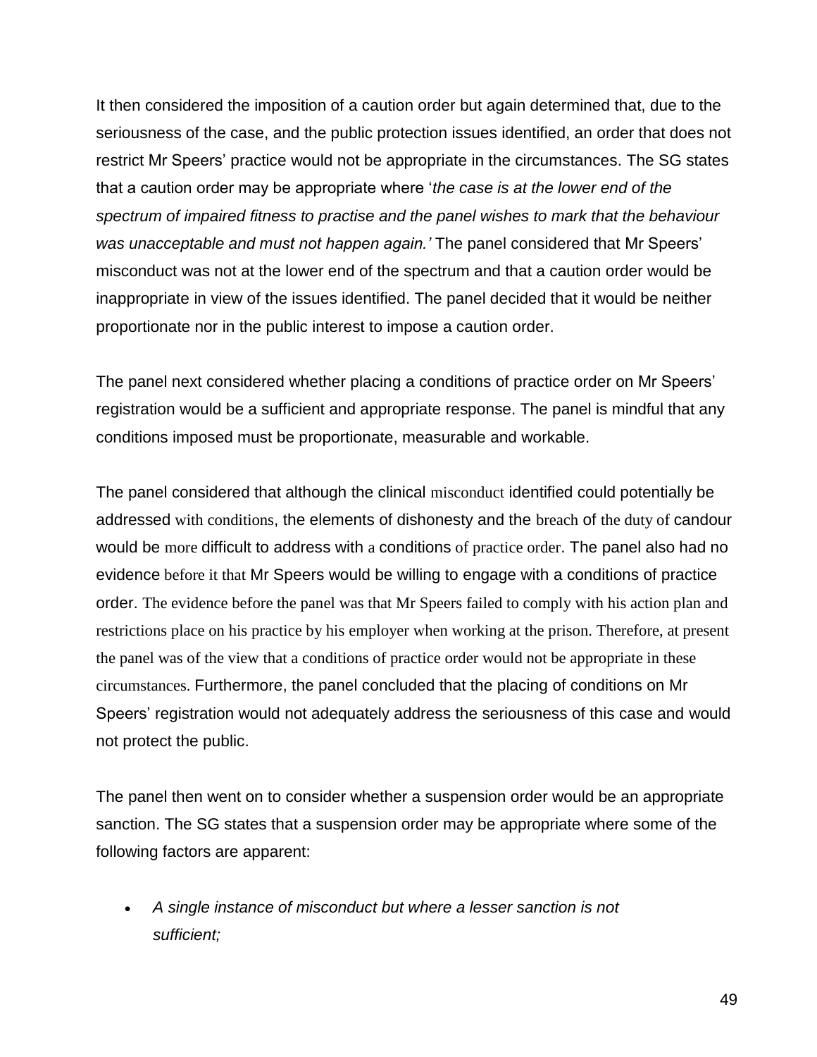It then considered the imposition of a caution order but again determined that, due to the seriousness of the case, and the public protection issues identified, an order that does not restrict Mr Speers' practice would not be appropriate in the circumstances. The SG states that a caution order may be appropriate where '*the case is at the lower end of the spectrum of impaired fitness to practise and the panel wishes to mark that the behaviour was unacceptable and must not happen again.'* The panel considered that Mr Speers' misconduct was not at the lower end of the spectrum and that a caution order would be inappropriate in view of the issues identified. The panel decided that it would be neither proportionate nor in the public interest to impose a caution order.

The panel next considered whether placing a conditions of practice order on Mr Speers' registration would be a sufficient and appropriate response. The panel is mindful that any conditions imposed must be proportionate, measurable and workable.

The panel considered that although the clinical misconduct identified could potentially be addressed with conditions, the elements of dishonesty and the breach of the duty of candour would be more difficult to address with a conditions of practice order. The panel also had no evidence before it that Mr Speers would be willing to engage with a conditions of practice order. The evidence before the panel was that Mr Speers failed to comply with his action plan and restrictions place on his practice by his employer when working at the prison. Therefore, at present the panel was of the view that a conditions of practice order would not be appropriate in these circumstances. Furthermore, the panel concluded that the placing of conditions on Mr Speers' registration would not adequately address the seriousness of this case and would not protect the public.

The panel then went on to consider whether a suspension order would be an appropriate sanction. The SG states that a suspension order may be appropriate where some of the following factors are apparent:

- *A single instance of misconduct but where a lesser sanction is not sufficient;*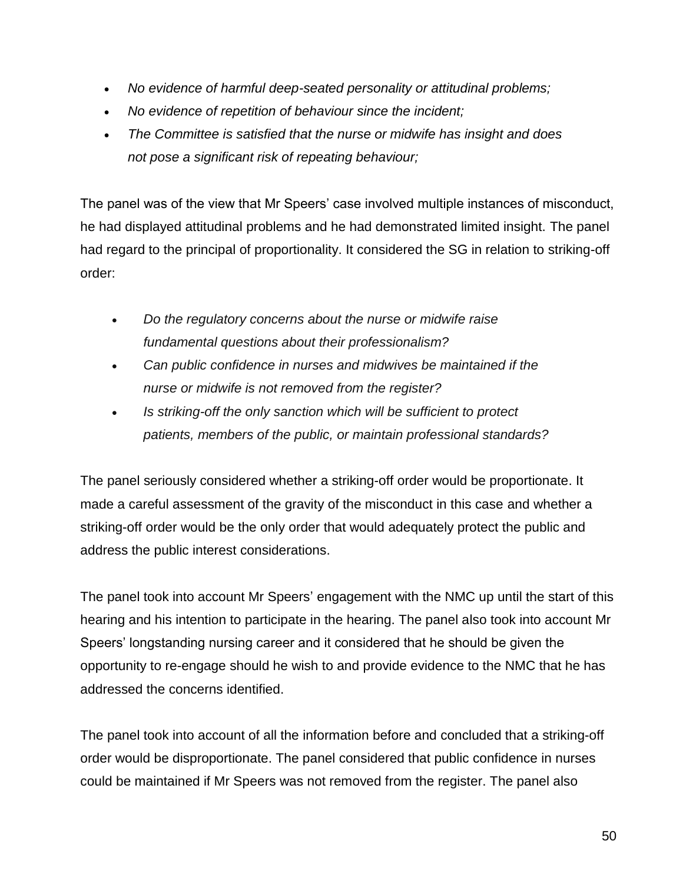- *No evidence of harmful deep-seated personality or attitudinal problems;*
- *No evidence of repetition of behaviour since the incident;*
- *The Committee is satisfied that the nurse or midwife has insight and does not pose a significant risk of repeating behaviour;*

The panel was of the view that Mr Speers' case involved multiple instances of misconduct, he had displayed attitudinal problems and he had demonstrated limited insight. The panel had regard to the principal of proportionality. It considered the SG in relation to striking-off order:

- *Do the regulatory concerns about the nurse or midwife raise fundamental questions about their professionalism?*
- *Can public confidence in nurses and midwives be maintained if the nurse or midwife is not removed from the register?*
- *Is striking-off the only sanction which will be sufficient to protect patients, members of the public, or maintain professional standards?*

The panel seriously considered whether a striking-off order would be proportionate. It made a careful assessment of the gravity of the misconduct in this case and whether a striking-off order would be the only order that would adequately protect the public and address the public interest considerations.

The panel took into account Mr Speers' engagement with the NMC up until the start of this hearing and his intention to participate in the hearing. The panel also took into account Mr Speers' longstanding nursing career and it considered that he should be given the opportunity to re-engage should he wish to and provide evidence to the NMC that he has addressed the concerns identified.

The panel took into account of all the information before and concluded that a striking-off order would be disproportionate. The panel considered that public confidence in nurses could be maintained if Mr Speers was not removed from the register. The panel also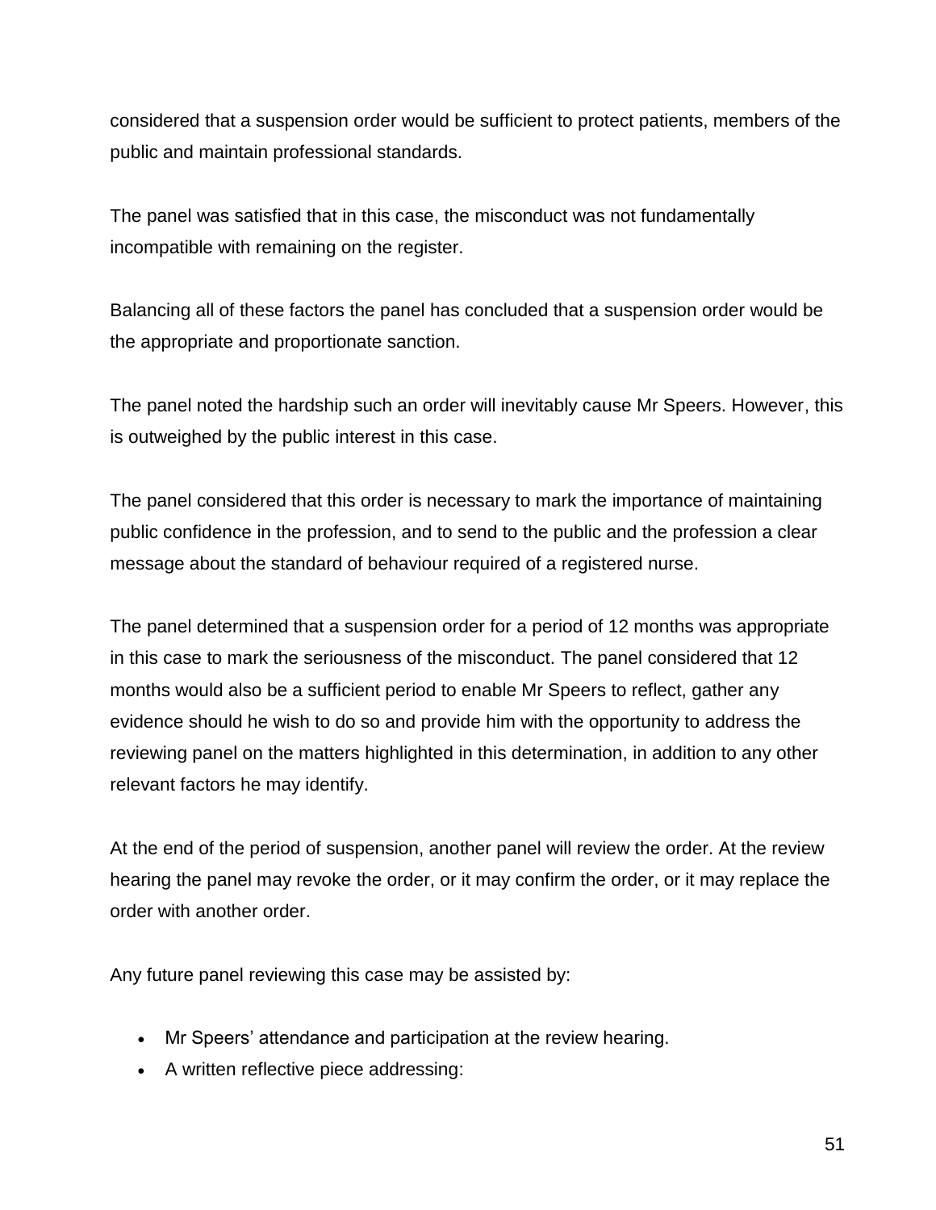considered that a suspension order would be sufficient to protect patients, members of the public and maintain professional standards.

The panel was satisfied that in this case, the misconduct was not fundamentally incompatible with remaining on the register.

Balancing all of these factors the panel has concluded that a suspension order would be the appropriate and proportionate sanction.

The panel noted the hardship such an order will inevitably cause Mr Speers. However, this is outweighed by the public interest in this case.

The panel considered that this order is necessary to mark the importance of maintaining public confidence in the profession, and to send to the public and the profession a clear message about the standard of behaviour required of a registered nurse.

The panel determined that a suspension order for a period of 12 months was appropriate in this case to mark the seriousness of the misconduct. The panel considered that 12 months would also be a sufficient period to enable Mr Speers to reflect, gather any evidence should he wish to do so and provide him with the opportunity to address the reviewing panel on the matters highlighted in this determination, in addition to any other relevant factors he may identify.

At the end of the period of suspension, another panel will review the order. At the review hearing the panel may revoke the order, or it may confirm the order, or it may replace the order with another order.

Any future panel reviewing this case may be assisted by:

- Mr Speers' attendance and participation at the review hearing.
- A written reflective piece addressing: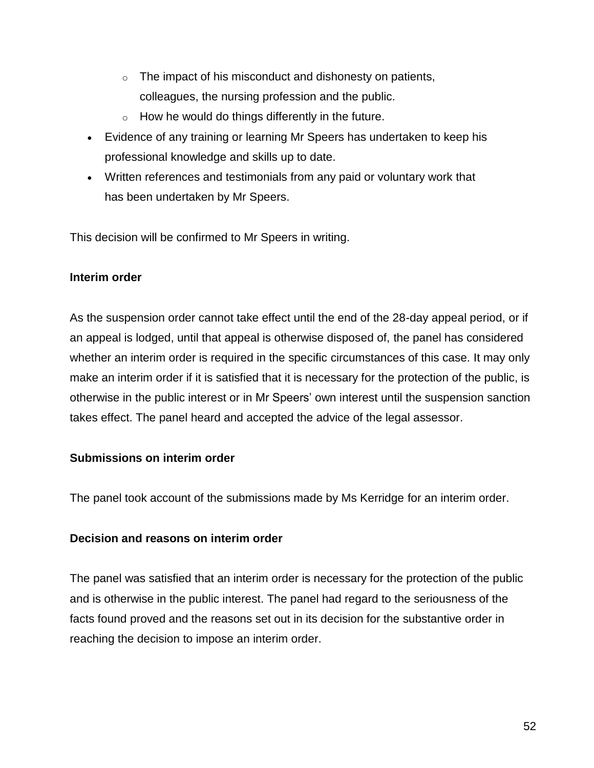- The impact of his misconduct and dishonesty on patients, colleagues, the nursing profession and the public.
  - How he would do things differently in the future.
- Evidence of any training or learning Mr Speers has undertaken to keep his professional knowledge and skills up to date.
- Written references and testimonials from any paid or voluntary work that has been undertaken by Mr Speers.

This decision will be confirmed to Mr Speers in writing.

**Interim order**

As the suspension order cannot take effect until the end of the 28-day appeal period, or if an appeal is lodged, until that appeal is otherwise disposed of, the panel has considered whether an interim order is required in the specific circumstances of this case. It may only make an interim order if it is satisfied that it is necessary for the protection of the public, is otherwise in the public interest or in Mr Speers' own interest until the suspension sanction takes effect. The panel heard and accepted the advice of the legal assessor.

**Submissions on interim order**

The panel took account of the submissions made by Ms Kerridge for an interim order.

**Decision and reasons on interim order**

The panel was satisfied that an interim order is necessary for the protection of the public and is otherwise in the public interest. The panel had regard to the seriousness of the facts found proved and the reasons set out in its decision for the substantive order in reaching the decision to impose an interim order.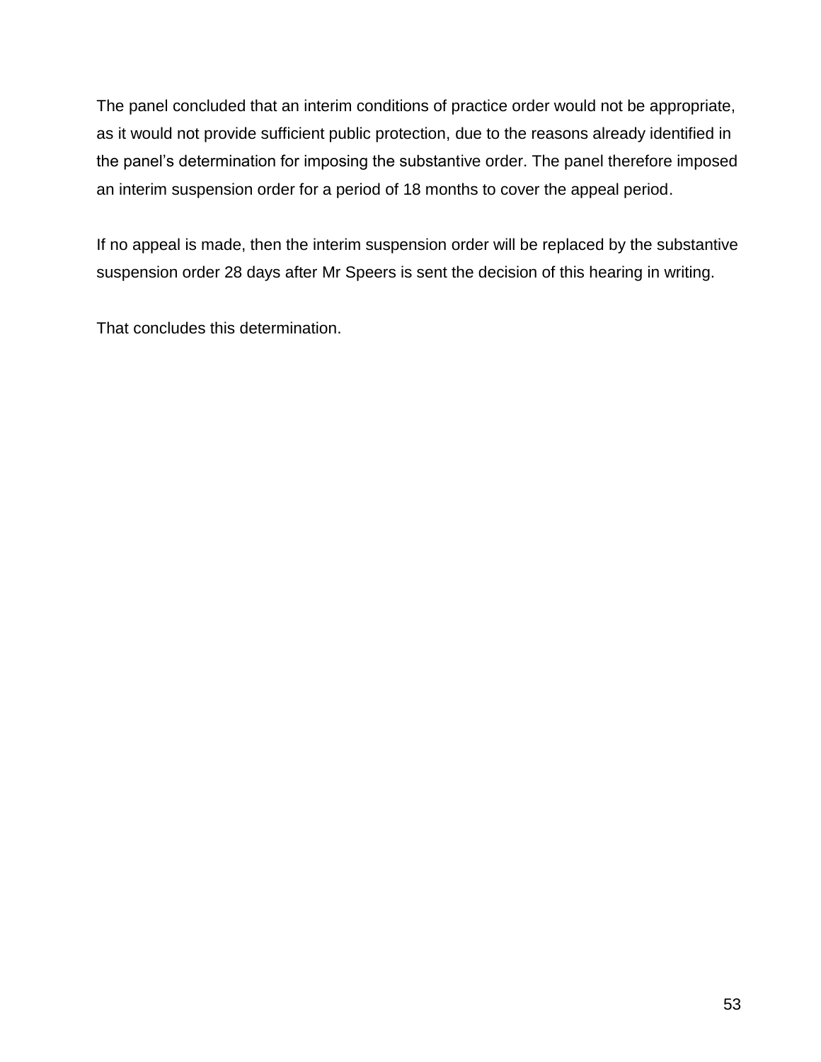The panel concluded that an interim conditions of practice order would not be appropriate, as it would not provide sufficient public protection, due to the reasons already identified in the panel’s determination for imposing the substantive order. The panel therefore imposed an interim suspension order for a period of 18 months to cover the appeal period.

If no appeal is made, then the interim suspension order will be replaced by the substantive suspension order 28 days after Mr Speers is sent the decision of this hearing in writing.

That concludes this determination.